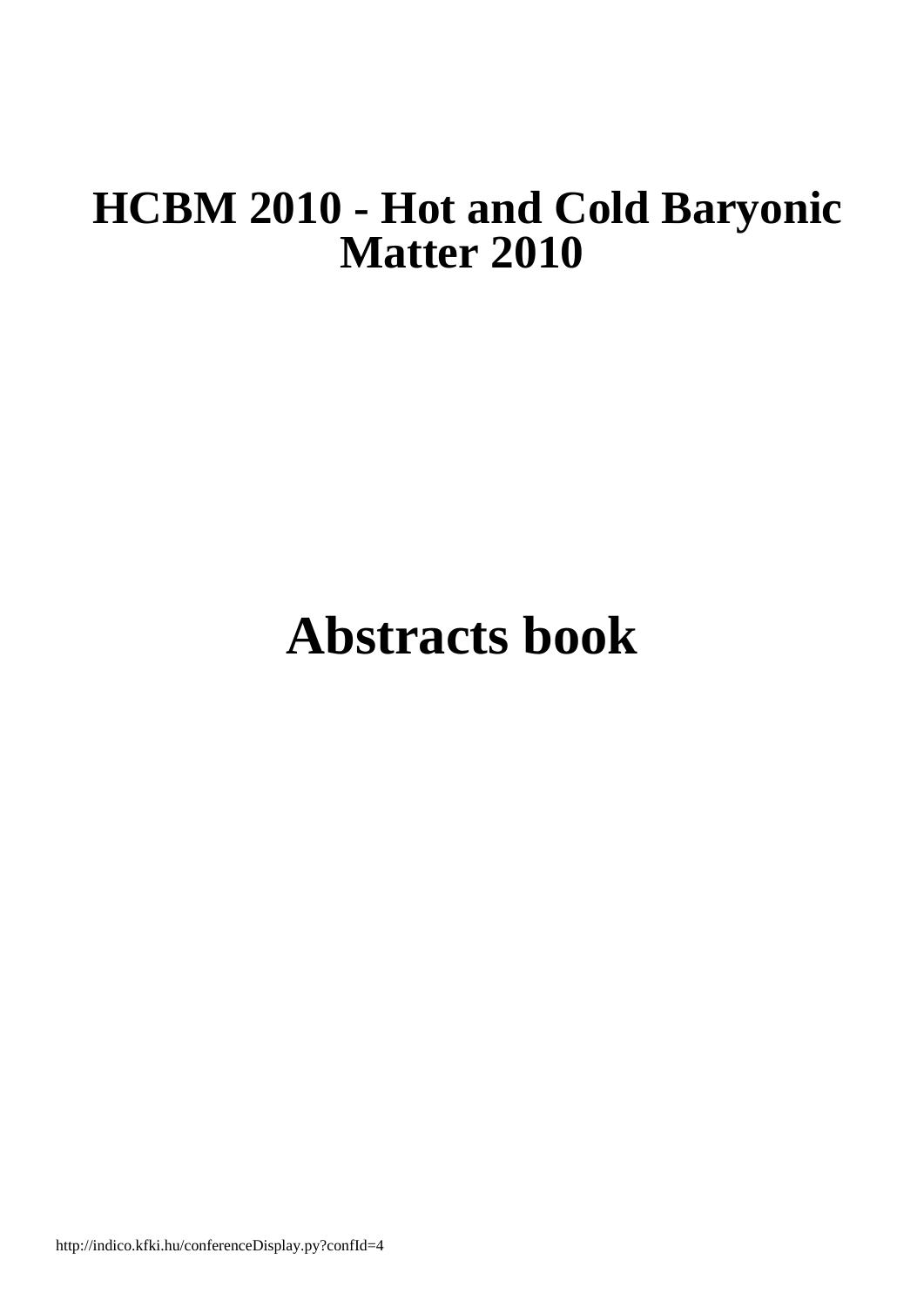# HCBM 2010 - Hot and Cold Baryonic Matter 2010

# Abstracts book

http://indico.kfki.hu/conferenceDisplay.py?confId=4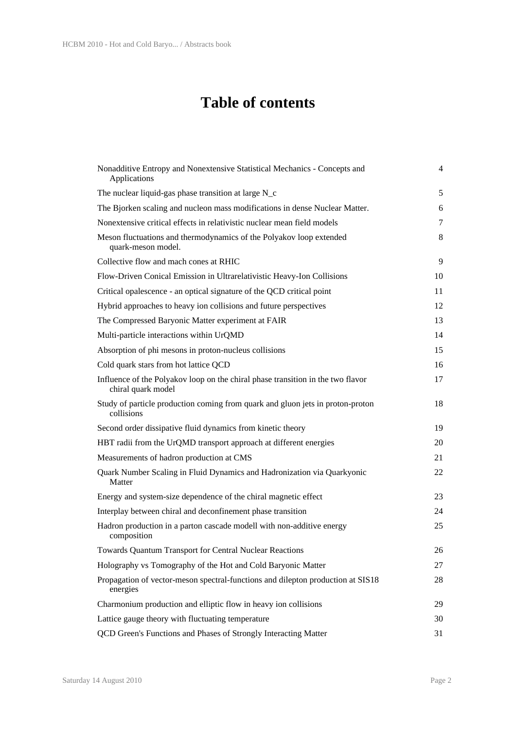# Table of contents

| | |
|---|---|
| Nonadditive Entropy and Nonextensive Statistical Mechanics - Concepts and Applications | 4 |
| The nuclear liquid-gas phase transition at large N_c | 5 |
| The Bjorken scaling and nucleon mass modifications in dense Nuclear Matter. | 6 |
| Nonextensive critical effects in relativistic nuclear mean field models | 7 |
| Meson fluctuations and thermodynamics of the Polyakov loop extended quark-meson model. | 8 |
| Collective flow and mach cones at RHIC | 9 |
| Flow-Driven Conical Emission in Ultrarelativistic Heavy-Ion Collisions | 10 |
| Critical opalescence - an optical signature of the QCD critical point | 11 |
| Hybrid approaches to heavy ion collisions and future perspectives | 12 |
| The Compressed Baryonic Matter experiment at FAIR | 13 |
| Multi-particle interactions within UrQMD | 14 |
| Absorption of phi mesons in proton-nucleus collisions | 15 |
| Cold quark stars from hot lattice QCD | 16 |
| Influence of the Polyakov loop on the chiral phase transition in the two flavor chiral quark model | 17 |
| Study of particle production coming from quark and gluon jets in proton-proton collisions | 18 |
| Second order dissipative fluid dynamics from kinetic theory | 19 |
| HBT radii from the UrQMD transport approach at different energies | 20 |
| Measurements of hadron production at CMS | 21 |
| Quark Number Scaling in Fluid Dynamics and Hadronization via Quarkyonic Matter | 22 |
| Energy and system-size dependence of the chiral magnetic effect | 23 |
| Interplay between chiral and deconfinement phase transition | 24 |
| Hadron production in a parton cascade modell with non-additive energy composition | 25 |
| Towards Quantum Transport for Central Nuclear Reactions | 26 |
| Holography vs Tomography of the Hot and Cold Baryonic Matter | 27 |
| Propagation of vector-meson spectral-functions and dilepton production at SIS18 energies | 28 |
| Charmonium production and elliptic flow in heavy ion collisions | 29 |
| Lattice gauge theory with fluctuating temperature | 30 |
| QCD Green's Functions and Phases of Strongly Interacting Matter | 31 |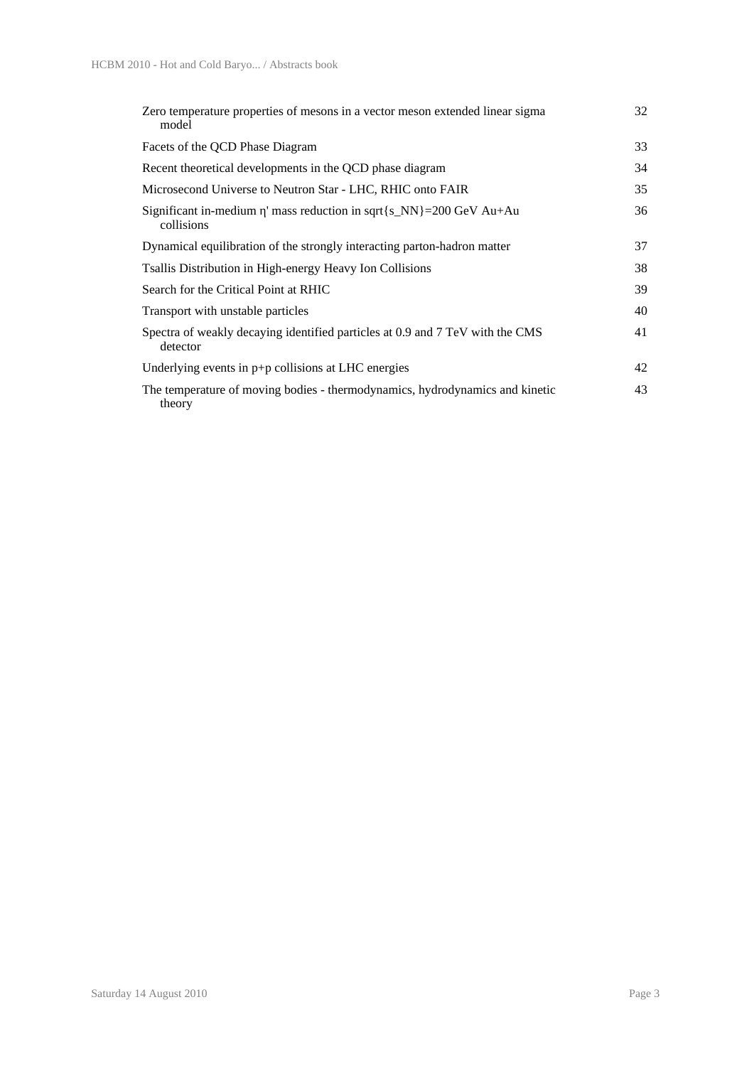| | |
|---|---|
| Zero temperature properties of mesons in a vector meson extended linear sigma model | 32 |
| Facets of the QCD Phase Diagram | 33 |
| Recent theoretical developments in the QCD phase diagram | 34 |
| Microsecond Universe to Neutron Star - LHC, RHIC onto FAIR | 35 |
| Significant in-medium η' mass reduction in sqrt{s_NN}=200 GeV Au+Au collisions | 36 |
| Dynamical equilibration of the strongly interacting parton-hadron matter | 37 |
| Tsallis Distribution in High-energy Heavy Ion Collisions | 38 |
| Search for the Critical Point at RHIC | 39 |
| Transport with unstable particles | 40 |
| Spectra of weakly decaying identified particles at 0.9 and 7 TeV with the CMS detector | 41 |
| Underlying events in p+p collisions at LHC energies | 42 |
| The temperature of moving bodies - thermodynamics, hydrodynamics and kinetic theory | 43 |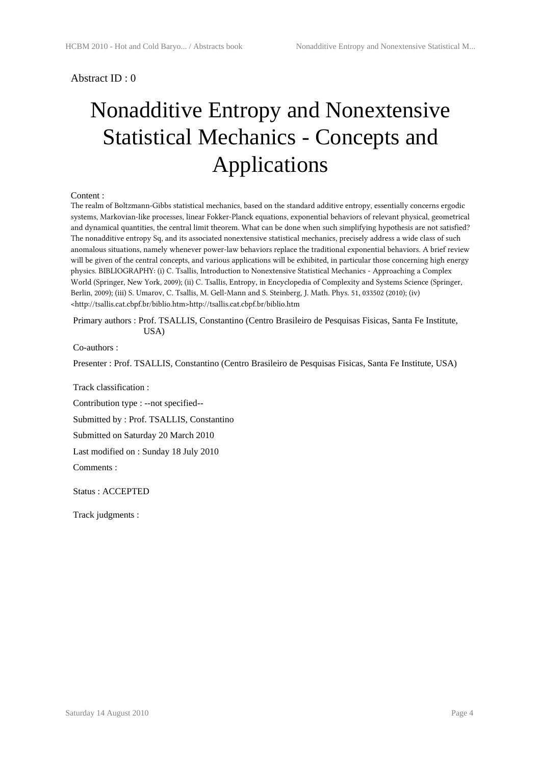Abstract ID : 0

# Nonadditive Entropy and Nonextensive Statistical Mechanics - Concepts and Applications

Content :

The realm of Boltzmann-Gibbs statistical mechanics, based on the standard additive entropy, essentially concerns ergodic systems, Markovian-like processes, linear Fokker-Planck equations, exponential behaviors of relevant physical, geometrical and dynamical quantities, the central limit theorem. What can be done when such simplifying hypothesis are not satisfied? The nonadditive entropy Sq, and its associated nonextensive statistical mechanics, precisely address a wide class of such anomalous situations, namely whenever power-law behaviors replace the traditional exponential behaviors. A brief review will be given of the central concepts, and various applications will be exhibited, in particular those concerning high energy physics. BIBLIOGRAPHY: (i) C. Tsallis, Introduction to Nonextensive Statistical Mechanics - Approaching a Complex World (Springer, New York, 2009); (ii) C. Tsallis, Entropy, in Encyclopedia of Complexity and Systems Science (Springer, Berlin, 2009); (iii) S. Umarov, C. Tsallis, M. Gell-Mann and S. Steinberg, J. Math. Phys. 51, 033502 (2010); (iv) <http://tsallis.cat.cbpf.br/biblio.htm>http://tsallis.cat.cbpf.br/biblio.htm

Primary authors : Prof. TSALLIS, Constantino (Centro Brasileiro de Pesquisas Fisicas, Santa Fe Institute, USA)

Co-authors :

Presenter : Prof. TSALLIS, Constantino (Centro Brasileiro de Pesquisas Fisicas, Santa Fe Institute, USA)

Track classification :

Contribution type : --not specified--

Submitted by : Prof. TSALLIS, Constantino

Submitted on Saturday 20 March 2010

Last modified on : Sunday 18 July 2010

Comments :

Status : ACCEPTED

Track judgments :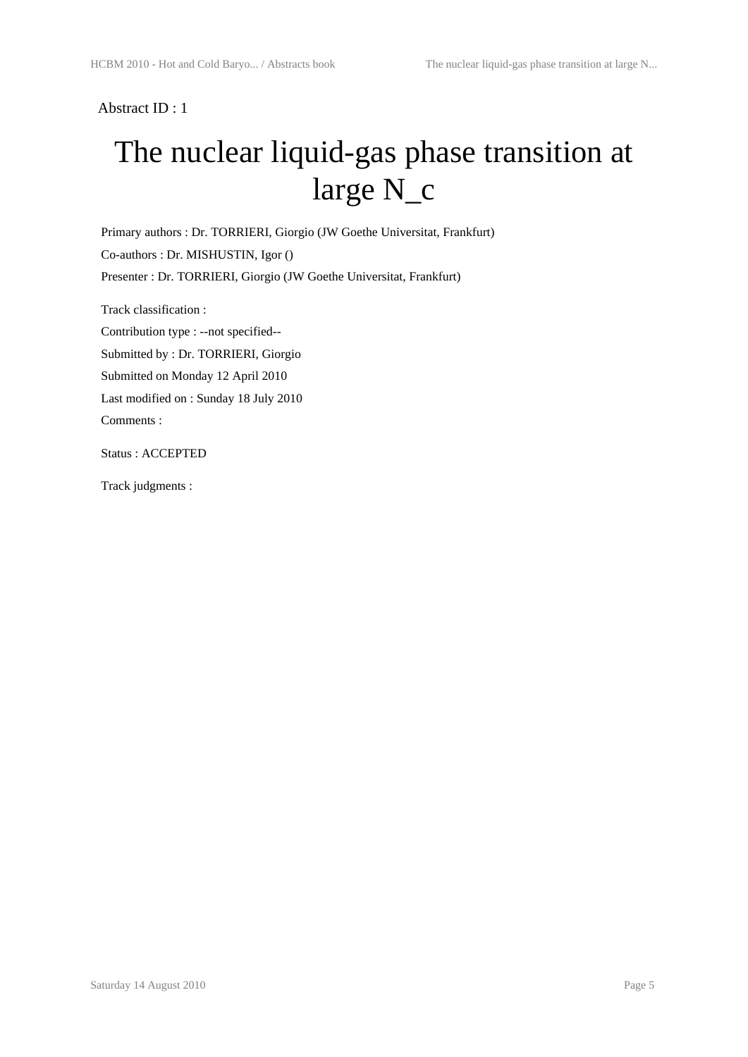Abstract ID : 1

# The nuclear liquid-gas phase transition at large N_c

Primary authors : Dr. TORRIERI, Giorgio (JW Goethe Universitat, Frankfurt)

Co-authors : Dr. MISHUSTIN, Igor ()

Presenter : Dr. TORRIERI, Giorgio (JW Goethe Universitat, Frankfurt)

Track classification :

Contribution type : --not specified--

Submitted by : Dr. TORRIERI, Giorgio

Submitted on Monday 12 April 2010

Last modified on : Sunday 18 July 2010

Comments :

Status : ACCEPTED

Track judgments :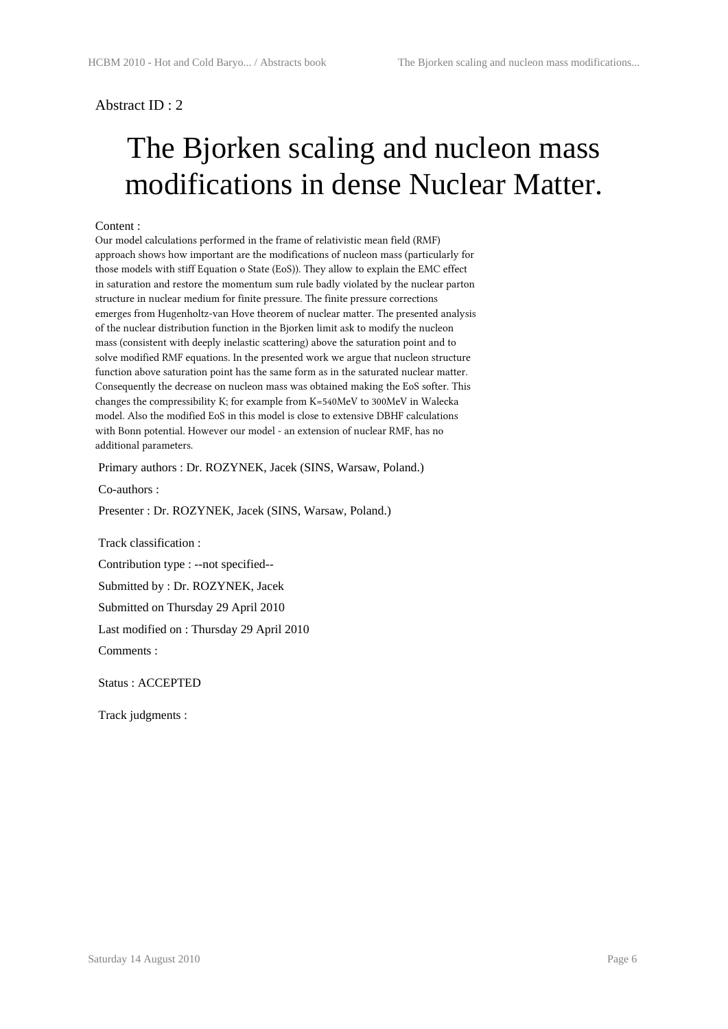Abstract ID : 2

# The Bjorken scaling and nucleon mass modifications in dense Nuclear Matter.

Content :

Our model calculations performed in the frame of relativistic mean field (RMF) approach shows how important are the modifications of nucleon mass (particularly for those models with stiff Equation o State (EoS)). They allow to explain the EMC effect in saturation and restore the momentum sum rule badly violated by the nuclear parton structure in nuclear medium for finite pressure. The finite pressure corrections emerges from Hugenholtz-van Hove theorem of nuclear matter. The presented analysis of the nuclear distribution function in the Bjorken limit ask to modify the nucleon mass (consistent with deeply inelastic scattering) above the saturation point and to solve modified RMF equations. In the presented work we argue that nucleon structure function above saturation point has the same form as in the saturated nuclear matter. Consequently the decrease on nucleon mass was obtained making the EoS softer. This changes the compressibility K; for example from K=540MeV to 300MeV in Walecka model. Also the modified EoS in this model is close to extensive DBHF calculations with Bonn potential. However our model - an extension of nuclear RMF, has no additional parameters.

Primary authors : Dr. ROZYNEK, Jacek (SINS, Warsaw, Poland.)

Co-authors :

Presenter : Dr. ROZYNEK, Jacek (SINS, Warsaw, Poland.)

Track classification :

Contribution type : --not specified--

Submitted by : Dr. ROZYNEK, Jacek

Submitted on Thursday 29 April 2010

Last modified on : Thursday 29 April 2010

Comments :

Status : ACCEPTED

Track judgments :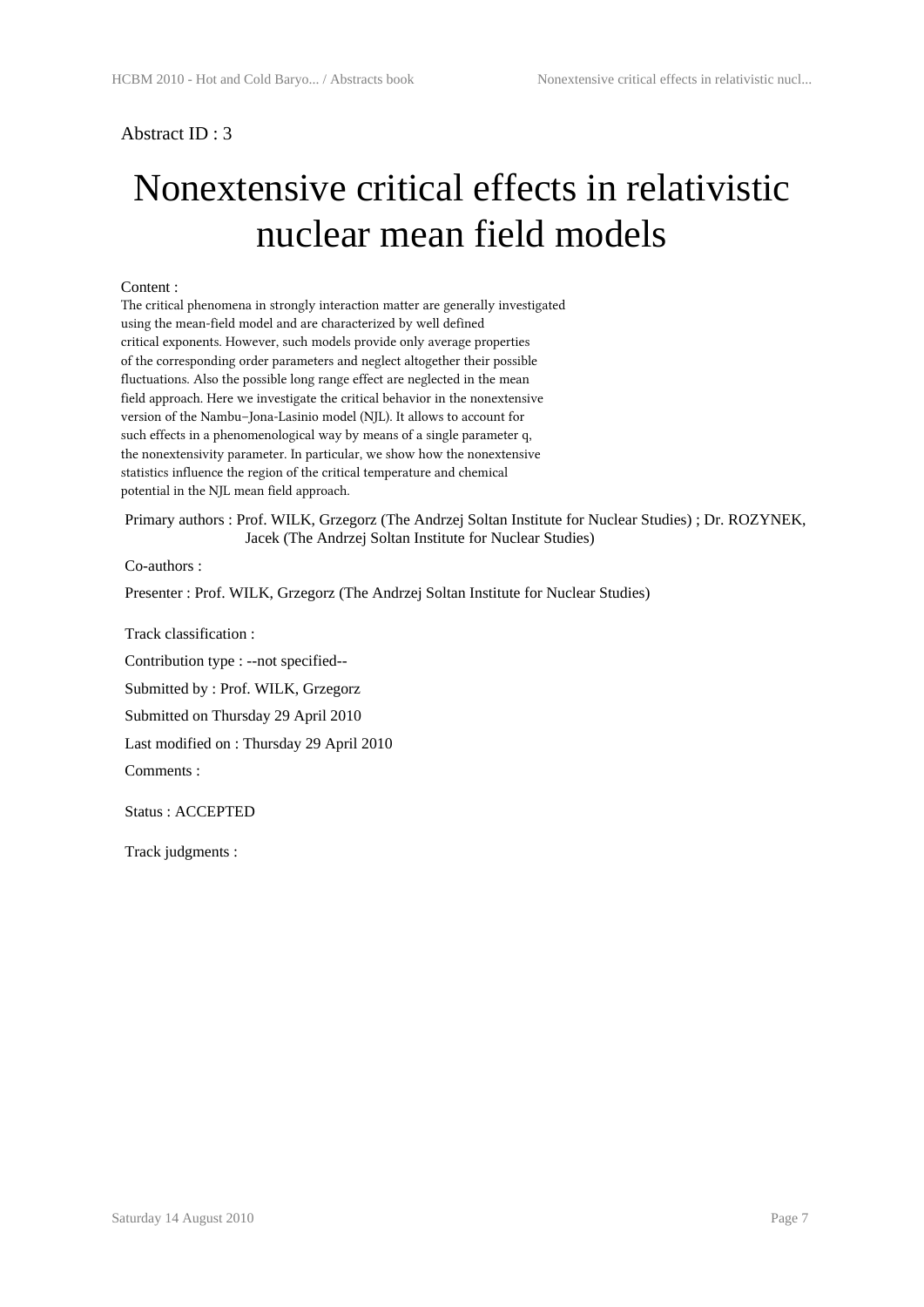Abstract ID : 3

# Nonextensive critical effects in relativistic nuclear mean field models

Content :

The critical phenomena in strongly interaction matter are generally investigated using the mean-field model and are characterized by well defined critical exponents. However, such models provide only average properties of the corresponding order parameters and neglect altogether their possible fluctuations. Also the possible long range effect are neglected in the mean field approach. Here we investigate the critical behavior in the nonextensive version of the Nambu–Jona-Lasinio model (NJL). It allows to account for such effects in a phenomenological way by means of a single parameter q, the nonextensivity parameter. In particular, we show how the nonextensive statistics influence the region of the critical temperature and chemical potential in the NJL mean field approach.

Primary authors : Prof. WILK, Grzegorz (The Andrzej Soltan Institute for Nuclear Studies) ; Dr. ROZYNEK, Jacek (The Andrzej Soltan Institute for Nuclear Studies)

Co-authors :

Presenter : Prof. WILK, Grzegorz (The Andrzej Soltan Institute for Nuclear Studies)

Track classification :

Contribution type : --not specified--

Submitted by : Prof. WILK, Grzegorz

Submitted on Thursday 29 April 2010

Last modified on : Thursday 29 April 2010

Comments :

Status : ACCEPTED

Track judgments :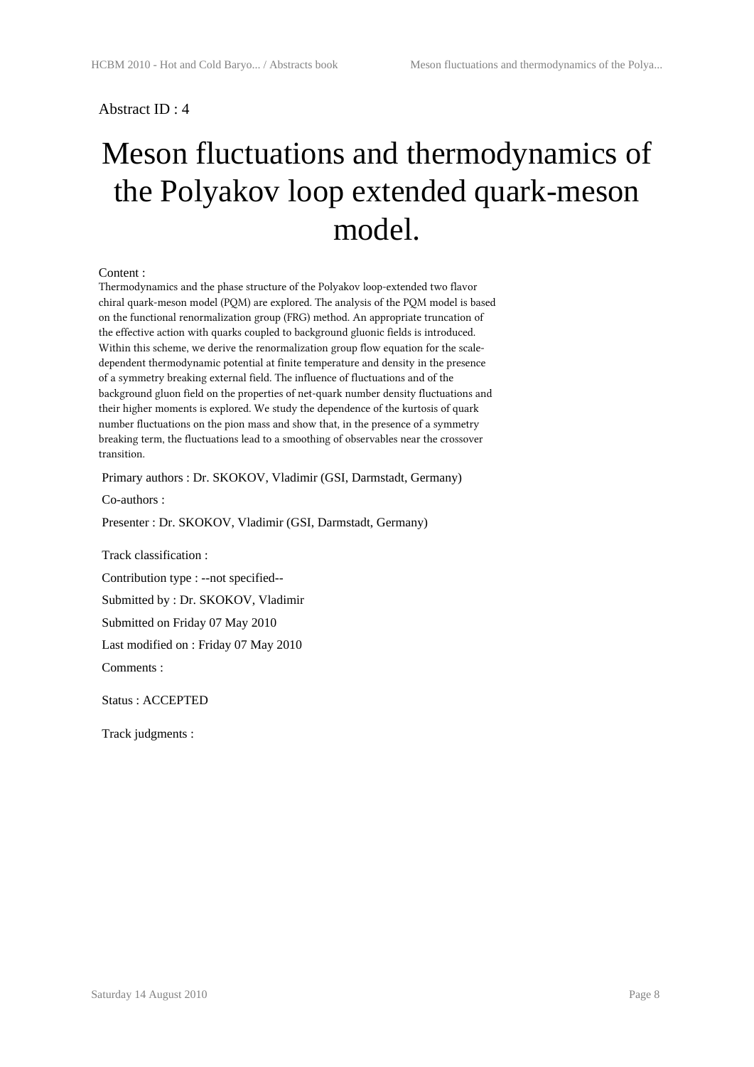Abstract ID : 4

# Meson fluctuations and thermodynamics of the Polyakov loop extended quark-meson model.

Content :

Thermodynamics and the phase structure of the Polyakov loop-extended two flavor chiral quark-meson model (PQM) are explored. The analysis of the PQM model is based on the functional renormalization group (FRG) method. An appropriate truncation of the effective action with quarks coupled to background gluonic fields is introduced. Within this scheme, we derive the renormalization group flow equation for the scale-dependent thermodynamic potential at finite temperature and density in the presence of a symmetry breaking external field. The influence of fluctuations and of the background gluon field on the properties of net-quark number density fluctuations and their higher moments is explored. We study the dependence of the kurtosis of quark number fluctuations on the pion mass and show that, in the presence of a symmetry breaking term, the fluctuations lead to a smoothing of observables near the crossover transition.

Primary authors : Dr. SKOKOV, Vladimir (GSI, Darmstadt, Germany)

Co-authors :

Presenter : Dr. SKOKOV, Vladimir (GSI, Darmstadt, Germany)

Track classification :

Contribution type : --not specified--

Submitted by : Dr. SKOKOV, Vladimir

Submitted on Friday 07 May 2010

Last modified on : Friday 07 May 2010

Comments :

Status : ACCEPTED

Track judgments :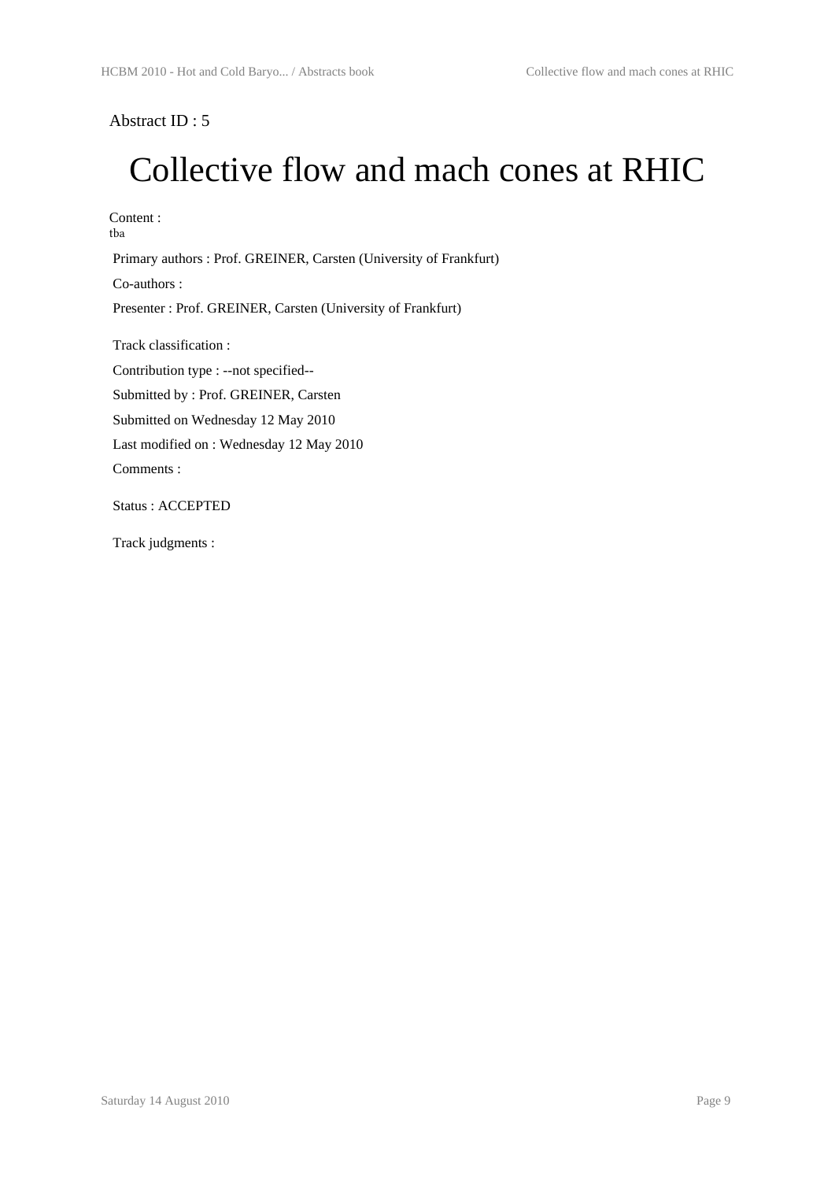Abstract ID : 5

# Collective flow and mach cones at RHIC

Content :
tba

Primary authors : Prof. GREINER, Carsten (University of Frankfurt)

Co-authors :

Presenter : Prof. GREINER, Carsten (University of Frankfurt)

Track classification :

Contribution type : --not specified--

Submitted by : Prof. GREINER, Carsten

Submitted on Wednesday 12 May 2010

Last modified on : Wednesday 12 May 2010

Comments :

Status : ACCEPTED

Track judgments :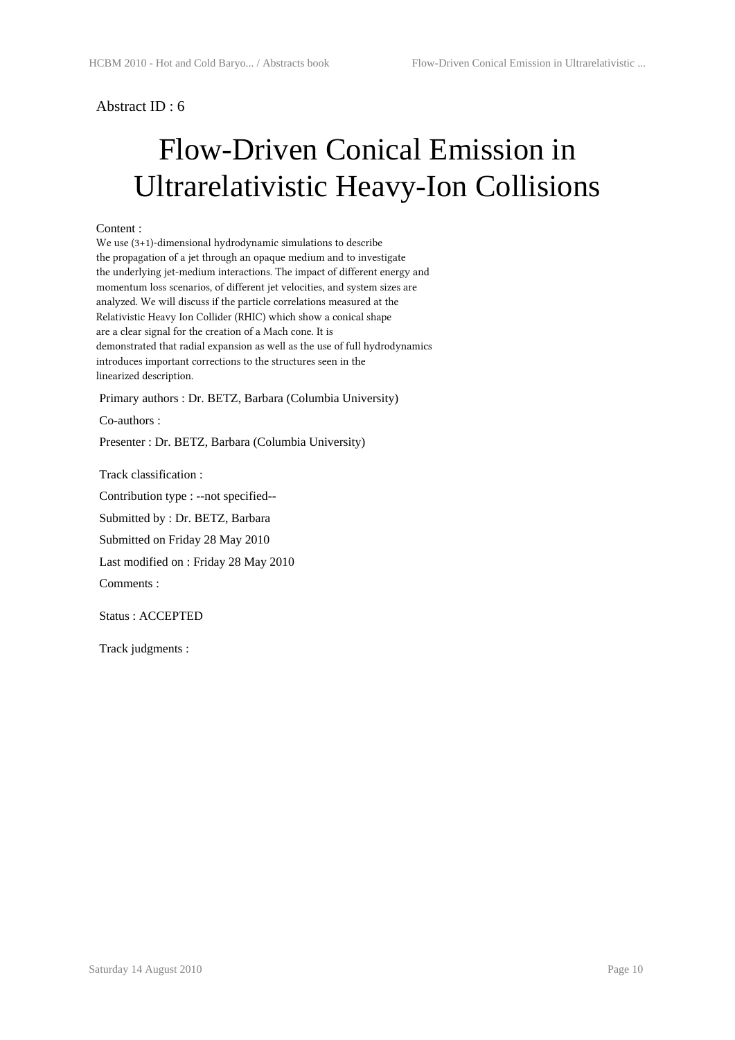Abstract ID : 6

# Flow-Driven Conical Emission in Ultrarelativistic Heavy-Ion Collisions

Content :

We use (3+1)-dimensional hydrodynamic simulations to describe the propagation of a jet through an opaque medium and to investigate the underlying jet-medium interactions. The impact of different energy and momentum loss scenarios, of different jet velocities, and system sizes are analyzed. We will discuss if the particle correlations measured at the Relativistic Heavy Ion Collider (RHIC) which show a conical shape are a clear signal for the creation of a Mach cone. It is demonstrated that radial expansion as well as the use of full hydrodynamics introduces important corrections to the structures seen in the linearized description.

Primary authors : Dr. BETZ, Barbara (Columbia University)

Co-authors :

Presenter : Dr. BETZ, Barbara (Columbia University)

Track classification :

Contribution type : --not specified--

Submitted by : Dr. BETZ, Barbara

Submitted on Friday 28 May 2010

Last modified on : Friday 28 May 2010

Comments :

Status : ACCEPTED

Track judgments :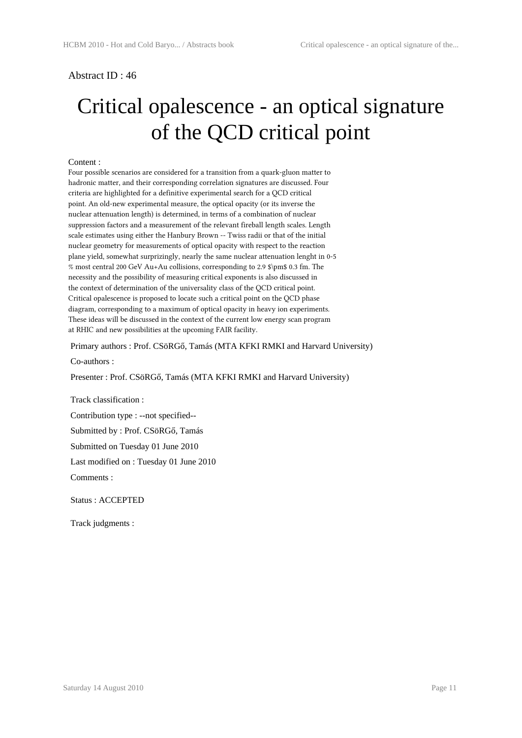Abstract ID : 46

# Critical opalescence - an optical signature of the QCD critical point

Content :

Four possible scenarios are considered for a transition from a quark-gluon matter to hadronic matter, and their corresponding correlation signatures are discussed. Four criteria are highlighted for a definitive experimental search for a QCD critical point. An old-new experimental measure, the optical opacity (or its inverse the nuclear attenuation length) is determined, in terms of a combination of nuclear suppression factors and a measurement of the relevant fireball length scales. Length scale estimates using either the Hanbury Brown -- Twiss radii or that of the initial nuclear geometry for measurements of optical opacity with respect to the reaction plane yield, somewhat surprizingly, nearly the same nuclear attenuation lenght in 0-5 % most central 200 GeV Au+Au collisions, corresponding to 2.9 $\pm$ 0.3 fm. The necessity and the possibility of measuring critical exponents is also discussed in the context of determination of the universality class of the QCD critical point. Critical opalescence is proposed to locate such a critical point on the QCD phase diagram, corresponding to a maximum of optical opacity in heavy ion experiments. These ideas will be discussed in the context of the current low energy scan program at RHIC and new possibilities at the upcoming FAIR facility.

Primary authors : Prof. CSöRGő, Tamás (MTA KFKI RMKI and Harvard University)

Co-authors :

Presenter : Prof. CSöRGő, Tamás (MTA KFKI RMKI and Harvard University)

Track classification :

Contribution type : --not specified--

Submitted by : Prof. CSöRGő, Tamás

Submitted on Tuesday 01 June 2010

Last modified on : Tuesday 01 June 2010

Comments :

Status : ACCEPTED

Track judgments :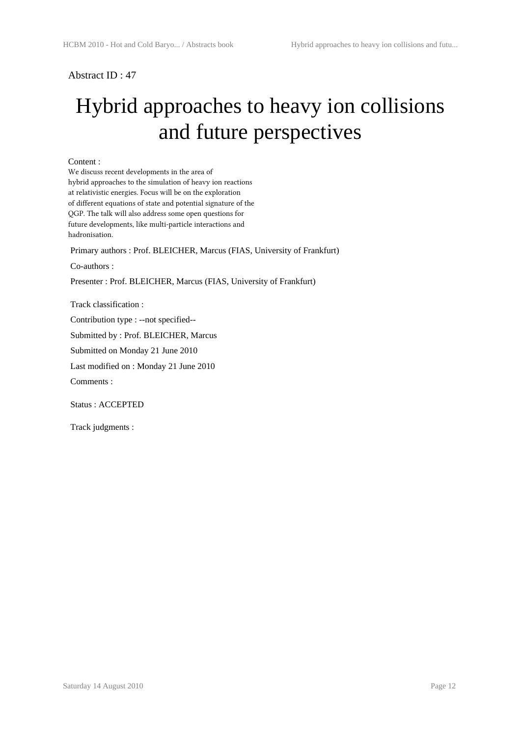Abstract ID : 47

# Hybrid approaches to heavy ion collisions and future perspectives

Content :

We discuss recent developments in the area of hybrid approaches to the simulation of heavy ion reactions at relativistic energies. Focus will be on the exploration of different equations of state and potential signature of the QGP. The talk will also address some open questions for future developments, like multi-particle interactions and hadronisation.

Primary authors : Prof. BLEICHER, Marcus (FIAS, University of Frankfurt)

Co-authors :

Presenter : Prof. BLEICHER, Marcus (FIAS, University of Frankfurt)

Track classification :

Contribution type : --not specified--

Submitted by : Prof. BLEICHER, Marcus

Submitted on Monday 21 June 2010

Last modified on : Monday 21 June 2010

Comments :

Status : ACCEPTED

Track judgments :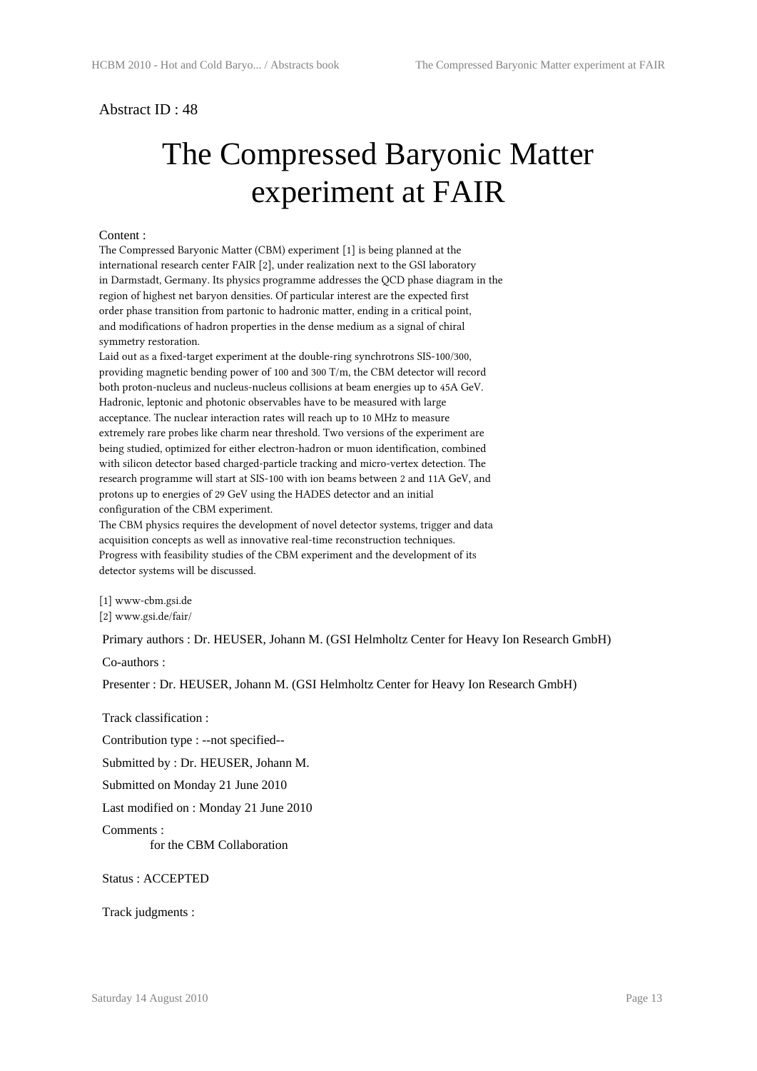Abstract ID : 48

# The Compressed Baryonic Matter experiment at FAIR

Content :

The Compressed Baryonic Matter (CBM) experiment [1] is being planned at the international research center FAIR [2], under realization next to the GSI laboratory in Darmstadt, Germany. Its physics programme addresses the QCD phase diagram in the region of highest net baryon densities. Of particular interest are the expected first order phase transition from partonic to hadronic matter, ending in a critical point, and modifications of hadron properties in the dense medium as a signal of chiral symmetry restoration.

Laid out as a fixed-target experiment at the double-ring synchrotrons SIS-100/300, providing magnetic bending power of 100 and 300 T/m, the CBM detector will record both proton-nucleus and nucleus-nucleus collisions at beam energies up to 45A GeV. Hadronic, leptonic and photonic observables have to be measured with large acceptance. The nuclear interaction rates will reach up to 10 MHz to measure extremely rare probes like charm near threshold. Two versions of the experiment are being studied, optimized for either electron-hadron or muon identification, combined with silicon detector based charged-particle tracking and micro-vertex detection. The research programme will start at SIS-100 with ion beams between 2 and 11A GeV, and protons up to energies of 29 GeV using the HADES detector and an initial configuration of the CBM experiment.

The CBM physics requires the development of novel detector systems, trigger and data acquisition concepts as well as innovative real-time reconstruction techniques. Progress with feasibility studies of the CBM experiment and the development of its detector systems will be discussed.

[1] www-cbm.gsi.de
[2] www.gsi.de/fair/

Primary authors : Dr. HEUSER, Johann M. (GSI Helmholtz Center for Heavy Ion Research GmbH)

Co-authors :

Presenter : Dr. HEUSER, Johann M. (GSI Helmholtz Center for Heavy Ion Research GmbH)

Track classification :

Contribution type : --not specified--

Submitted by : Dr. HEUSER, Johann M.

Submitted on Monday 21 June 2010

Last modified on : Monday 21 June 2010

Comments :

for the CBM Collaboration

Status : ACCEPTED

Track judgments :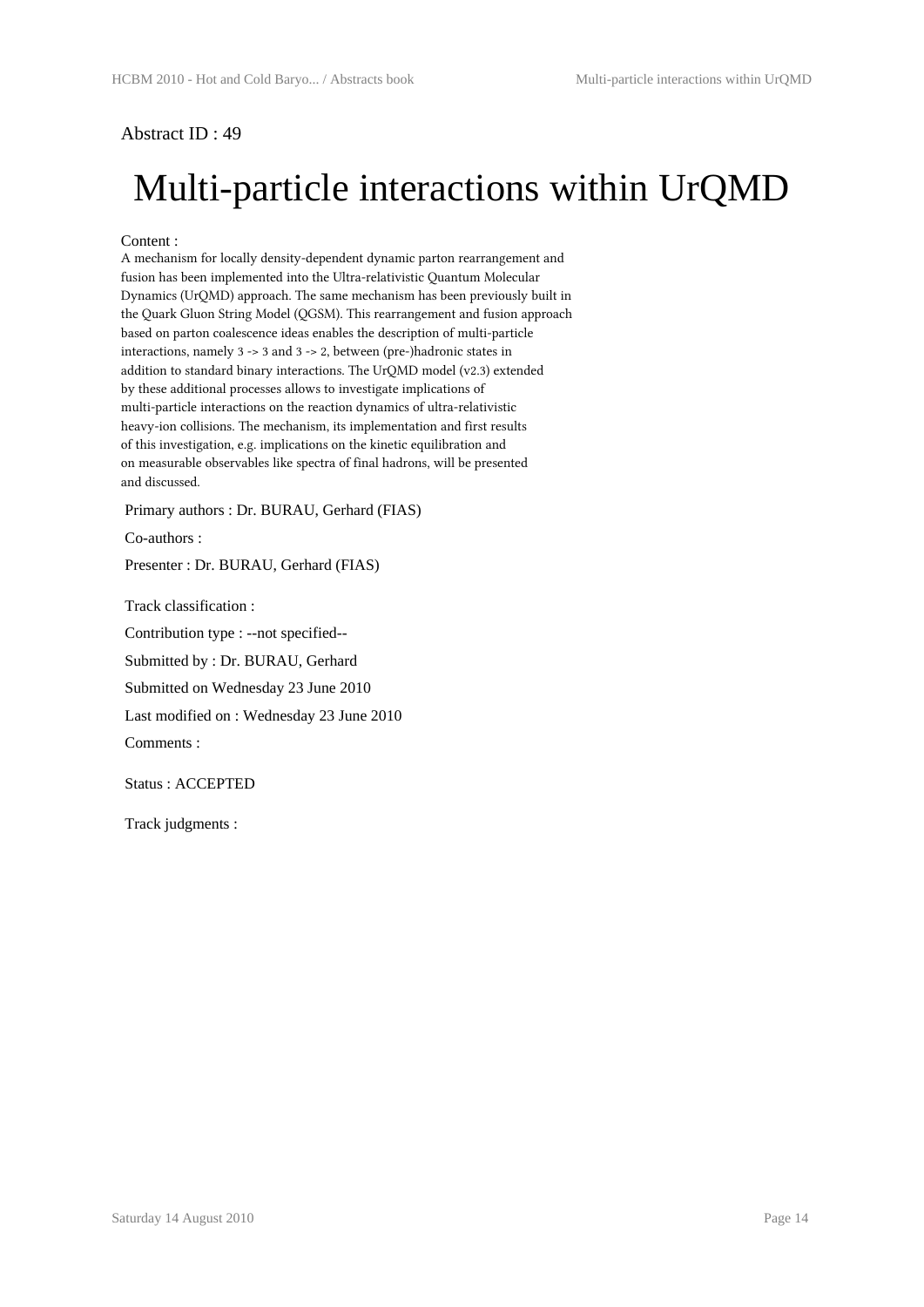Abstract ID : 49

# Multi-particle interactions within UrQMD

Content :

A mechanism for locally density-dependent dynamic parton rearrangement and fusion has been implemented into the Ultra-relativistic Quantum Molecular Dynamics (UrQMD) approach. The same mechanism has been previously built in the Quark Gluon String Model (QGSM). This rearrangement and fusion approach based on parton coalescence ideas enables the description of multi-particle interactions, namely 3 -> 3 and 3 -> 2, between (pre-)hadronic states in addition to standard binary interactions. The UrQMD model (v2.3) extended by these additional processes allows to investigate implications of multi-particle interactions on the reaction dynamics of ultra-relativistic heavy-ion collisions. The mechanism, its implementation and first results of this investigation, e.g. implications on the kinetic equilibration and on measurable observables like spectra of final hadrons, will be presented and discussed.

Primary authors : Dr. BURAU, Gerhard (FIAS)

Co-authors :

Presenter : Dr. BURAU, Gerhard (FIAS)

Track classification :

Contribution type : --not specified--

Submitted by : Dr. BURAU, Gerhard

Submitted on Wednesday 23 June 2010

Last modified on : Wednesday 23 June 2010

Comments :

Status : ACCEPTED

Track judgments :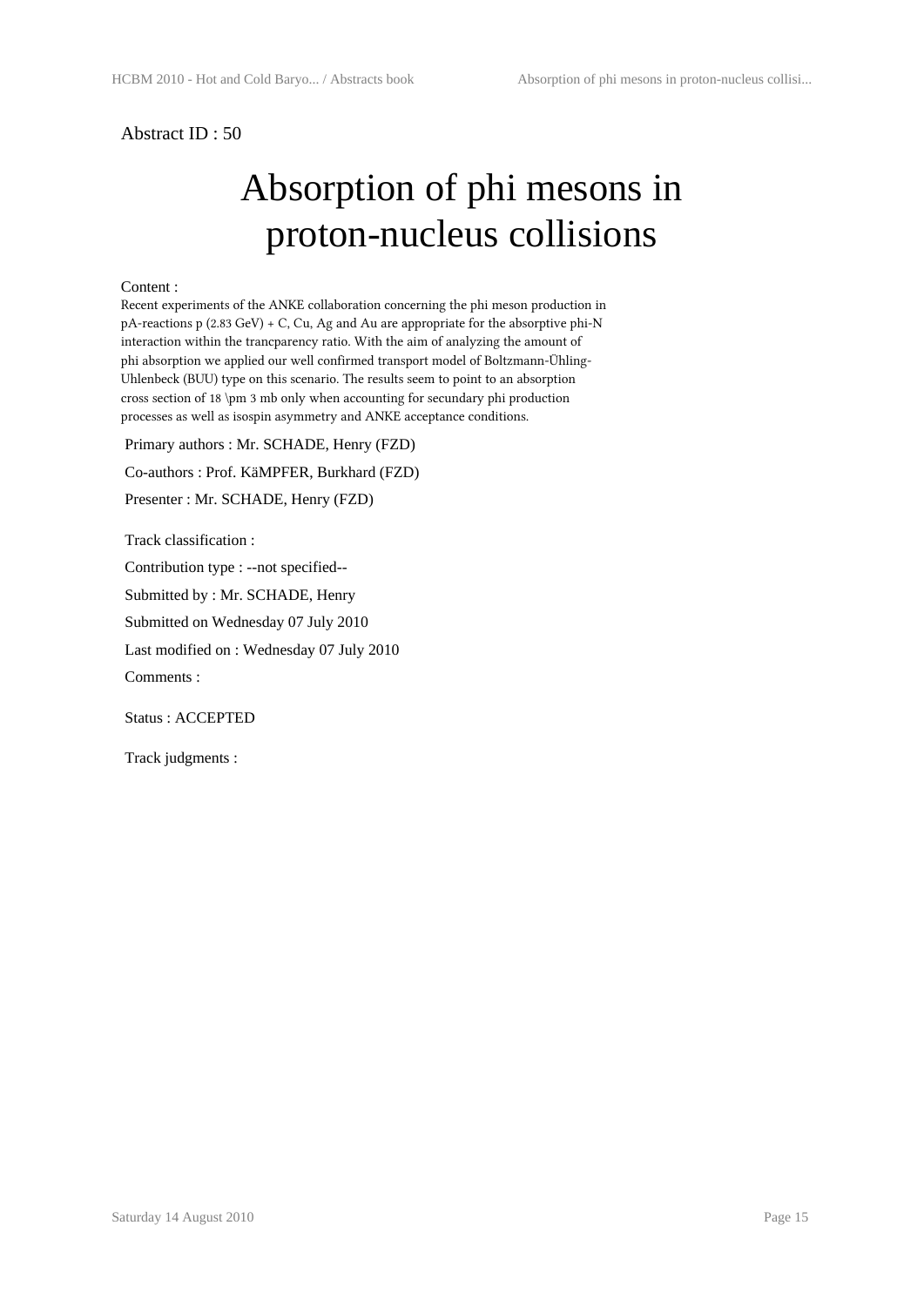Abstract ID : 50

# Absorption of phi mesons in proton-nucleus collisions

Content :

Recent experiments of the ANKE collaboration concerning the phi meson production in pA-reactions p (2.83 GeV) + C, Cu, Ag and Au are appropriate for the absorptive phi-N interaction within the trancparency ratio. With the aim of analyzing the amount of phi absorption we applied our well confirmed transport model of Boltzmann-Ühling-Uhlenbeck (BUU) type on this scenario. The results seem to point to an absorption cross section of 18 \pm 3 mb only when accounting for secundary phi production processes as well as isospin asymmetry and ANKE acceptance conditions.

Primary authors : Mr. SCHADE, Henry (FZD)

Co-authors : Prof. KäMPFER, Burkhard (FZD)

Presenter : Mr. SCHADE, Henry (FZD)

Track classification :

Contribution type : --not specified--

Submitted by : Mr. SCHADE, Henry

Submitted on Wednesday 07 July 2010

Last modified on : Wednesday 07 July 2010

Comments :

Status : ACCEPTED

Track judgments :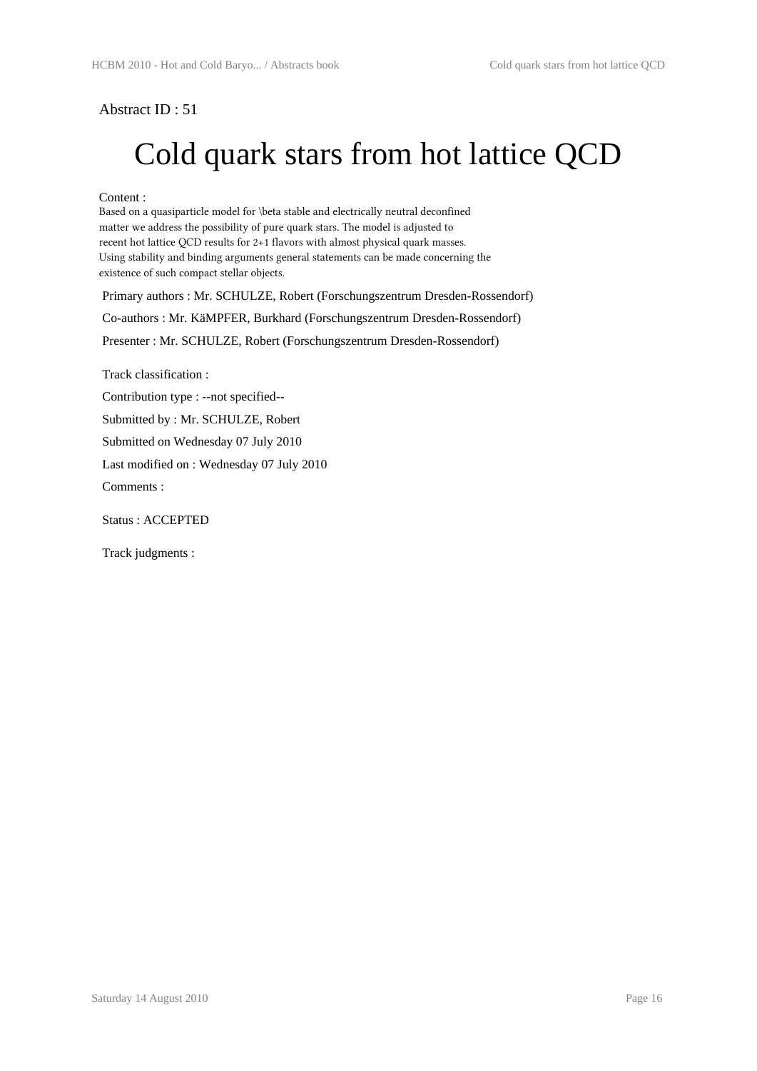Abstract ID : 51

# Cold quark stars from hot lattice QCD

Content :

Based on a quasiparticle model for \beta stable and electrically neutral deconfined matter we address the possibility of pure quark stars. The model is adjusted to recent hot lattice QCD results for 2+1 flavors with almost physical quark masses. Using stability and binding arguments general statements can be made concerning the existence of such compact stellar objects.

Primary authors : Mr. SCHULZE, Robert (Forschungszentrum Dresden-Rossendorf)

Co-authors : Mr. KäMPFER, Burkhard (Forschungszentrum Dresden-Rossendorf)

Presenter : Mr. SCHULZE, Robert (Forschungszentrum Dresden-Rossendorf)

Track classification :

Contribution type : --not specified--

Submitted by : Mr. SCHULZE, Robert

Submitted on Wednesday 07 July 2010

Last modified on : Wednesday 07 July 2010

Comments :

Status : ACCEPTED

Track judgments :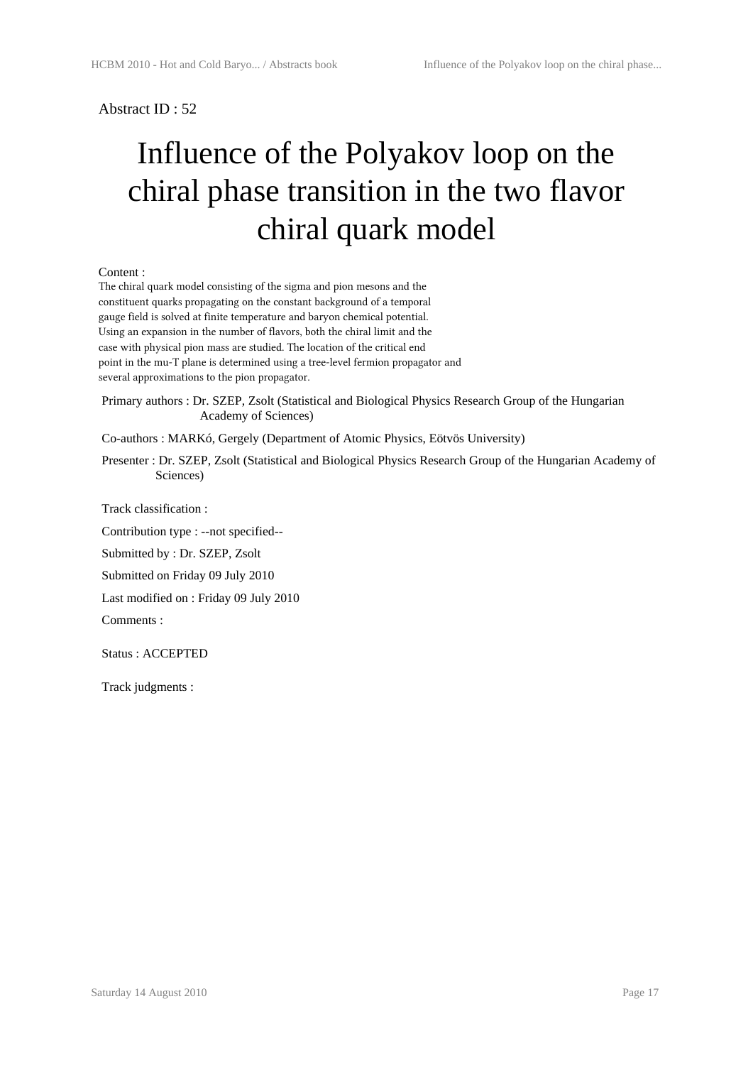Abstract ID : 52

# Influence of the Polyakov loop on the chiral phase transition in the two flavor chiral quark model

Content :

The chiral quark model consisting of the sigma and pion mesons and the constituent quarks propagating on the constant background of a temporal gauge field is solved at finite temperature and baryon chemical potential. Using an expansion in the number of flavors, both the chiral limit and the case with physical pion mass are studied. The location of the critical end point in the mu-T plane is determined using a tree-level fermion propagator and several approximations to the pion propagator.

Primary authors : Dr. SZEP, Zsolt (Statistical and Biological Physics Research Group of the Hungarian Academy of Sciences)

Co-authors : MARKó, Gergely (Department of Atomic Physics, Eötvös University)

Presenter : Dr. SZEP, Zsolt (Statistical and Biological Physics Research Group of the Hungarian Academy of Sciences)

Track classification :

Contribution type : --not specified--

Submitted by : Dr. SZEP, Zsolt

Submitted on Friday 09 July 2010

Last modified on : Friday 09 July 2010

Comments :

Status : ACCEPTED

Track judgments :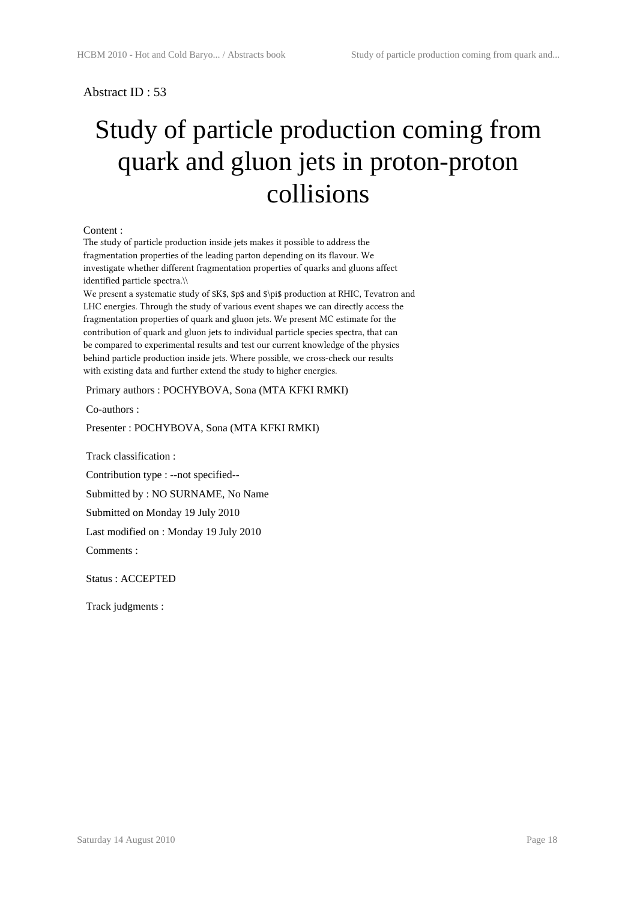Abstract ID : 53

# Study of particle production coming from quark and gluon jets in proton-proton collisions

Content :

The study of particle production inside jets makes it possible to address the fragmentation properties of the leading parton depending on its flavour. We investigate whether different fragmentation properties of quarks and gluons affect identified particle spectra.\\
We present a systematic study of $K$, $p$ and $\pi$ production at RHIC, Tevatron and LHC energies. Through the study of various event shapes we can directly access the fragmentation properties of quark and gluon jets. We present MC estimate for the contribution of quark and gluon jets to individual particle species spectra, that can be compared to experimental results and test our current knowledge of the physics behind particle production inside jets. Where possible, we cross-check our results with existing data and further extend the study to higher energies.

Primary authors : POCHYBOVA, Sona (MTA KFKI RMKI)

Co-authors :

Presenter : POCHYBOVA, Sona (MTA KFKI RMKI)

Track classification :

Contribution type : --not specified--

Submitted by : NO SURNAME, No Name

Submitted on Monday 19 July 2010

Last modified on : Monday 19 July 2010

Comments :

Status : ACCEPTED

Track judgments :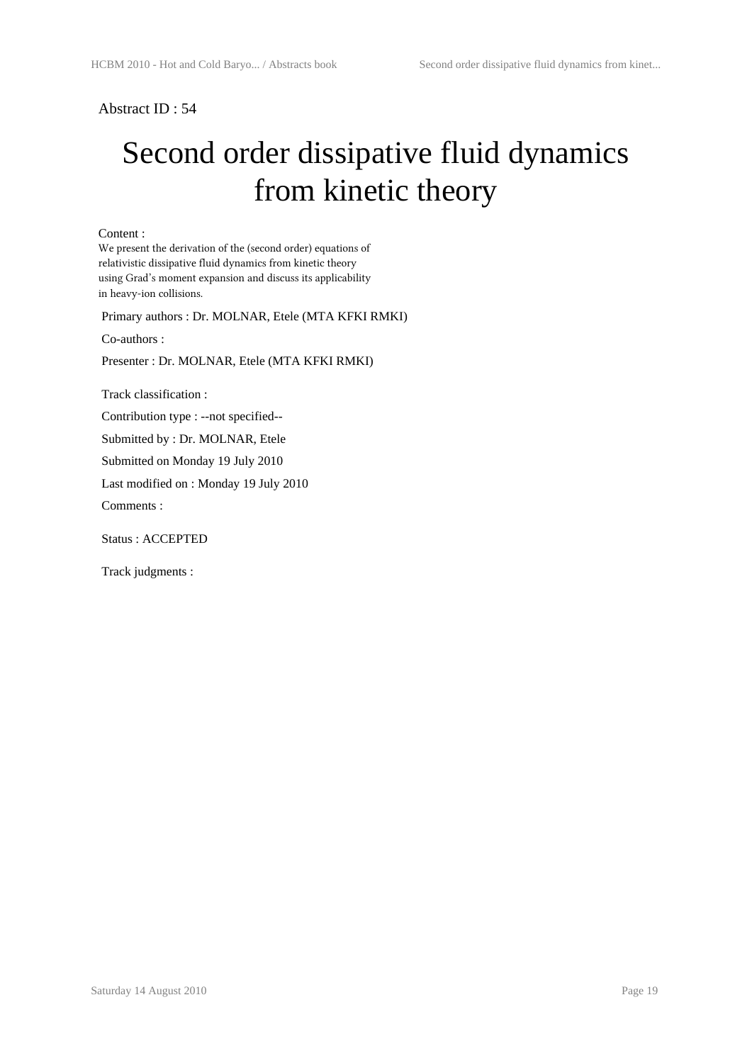Abstract ID : 54

# Second order dissipative fluid dynamics from kinetic theory

Content :

We present the derivation of the (second order) equations of relativistic dissipative fluid dynamics from kinetic theory using Grad's moment expansion and discuss its applicability in heavy-ion collisions.

Primary authors : Dr. MOLNAR, Etele (MTA KFKI RMKI)

Co-authors :

Presenter : Dr. MOLNAR, Etele (MTA KFKI RMKI)

Track classification :

Contribution type : --not specified--

Submitted by : Dr. MOLNAR, Etele

Submitted on Monday 19 July 2010

Last modified on : Monday 19 July 2010

Comments :

Status : ACCEPTED

Track judgments :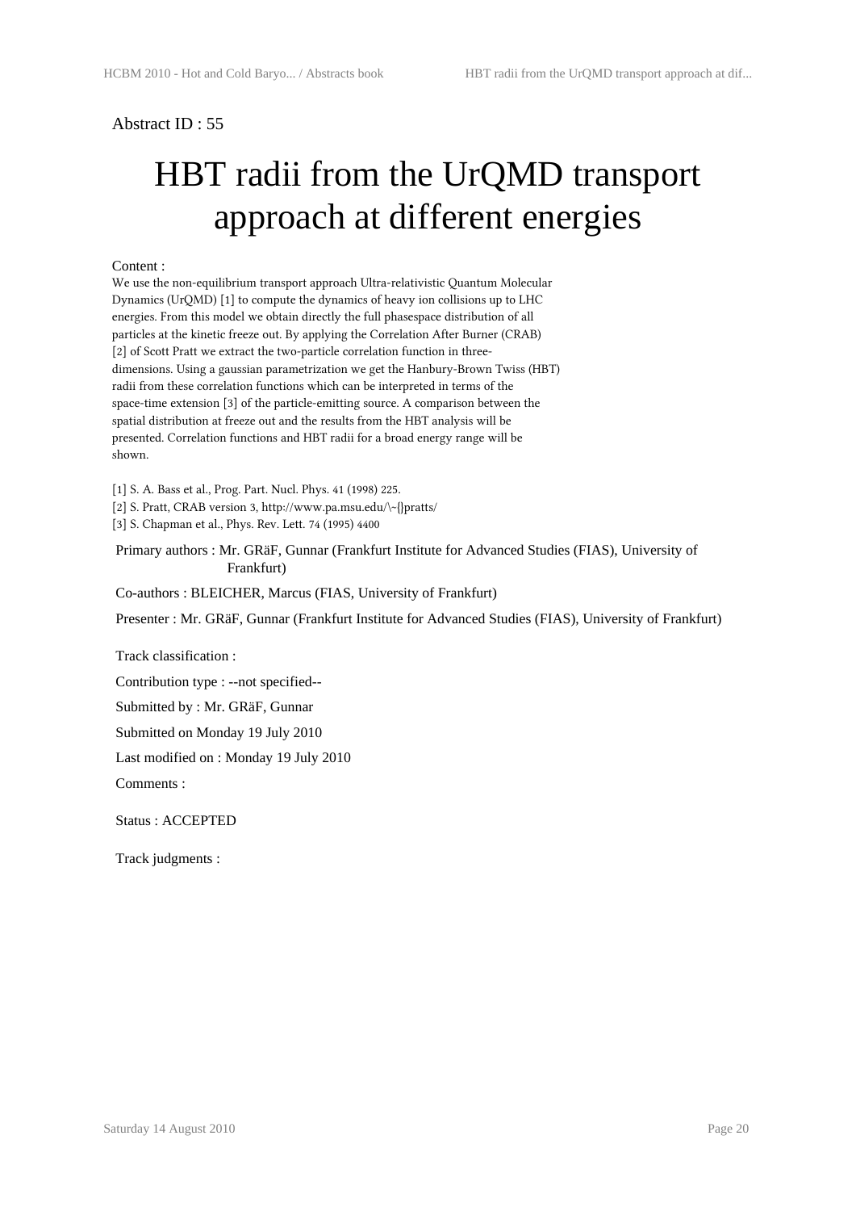Abstract ID : 55

# HBT radii from the UrQMD transport approach at different energies

Content :

We use the non-equilibrium transport approach Ultra-relativistic Quantum Molecular Dynamics (UrQMD) [1] to compute the dynamics of heavy ion collisions up to LHC energies. From this model we obtain directly the full phasespace distribution of all particles at the kinetic freeze out. By applying the Correlation After Burner (CRAB) [2] of Scott Pratt we extract the two-particle correlation function in three-dimensions. Using a gaussian parametrization we get the Hanbury-Brown Twiss (HBT) radii from these correlation functions which can be interpreted in terms of the space-time extension [3] of the particle-emitting source. A comparison between the spatial distribution at freeze out and the results from the HBT analysis will be presented. Correlation functions and HBT radii for a broad energy range will be shown.

[1] S. A. Bass et al., Prog. Part. Nucl. Phys. 41 (1998) 225.

[2] S. Pratt, CRAB version 3, http://www.pa.msu.edu/\~{}pratts/

[3] S. Chapman et al., Phys. Rev. Lett. 74 (1995) 4400

Primary authors : Mr. GRäF, Gunnar (Frankfurt Institute for Advanced Studies (FIAS), University of Frankfurt)

Co-authors : BLEICHER, Marcus (FIAS, University of Frankfurt)

Presenter : Mr. GRäF, Gunnar (Frankfurt Institute for Advanced Studies (FIAS), University of Frankfurt)

Track classification :

Contribution type : --not specified--

Submitted by : Mr. GRäF, Gunnar

Submitted on Monday 19 July 2010

Last modified on : Monday 19 July 2010

Comments :

Status : ACCEPTED

Track judgments :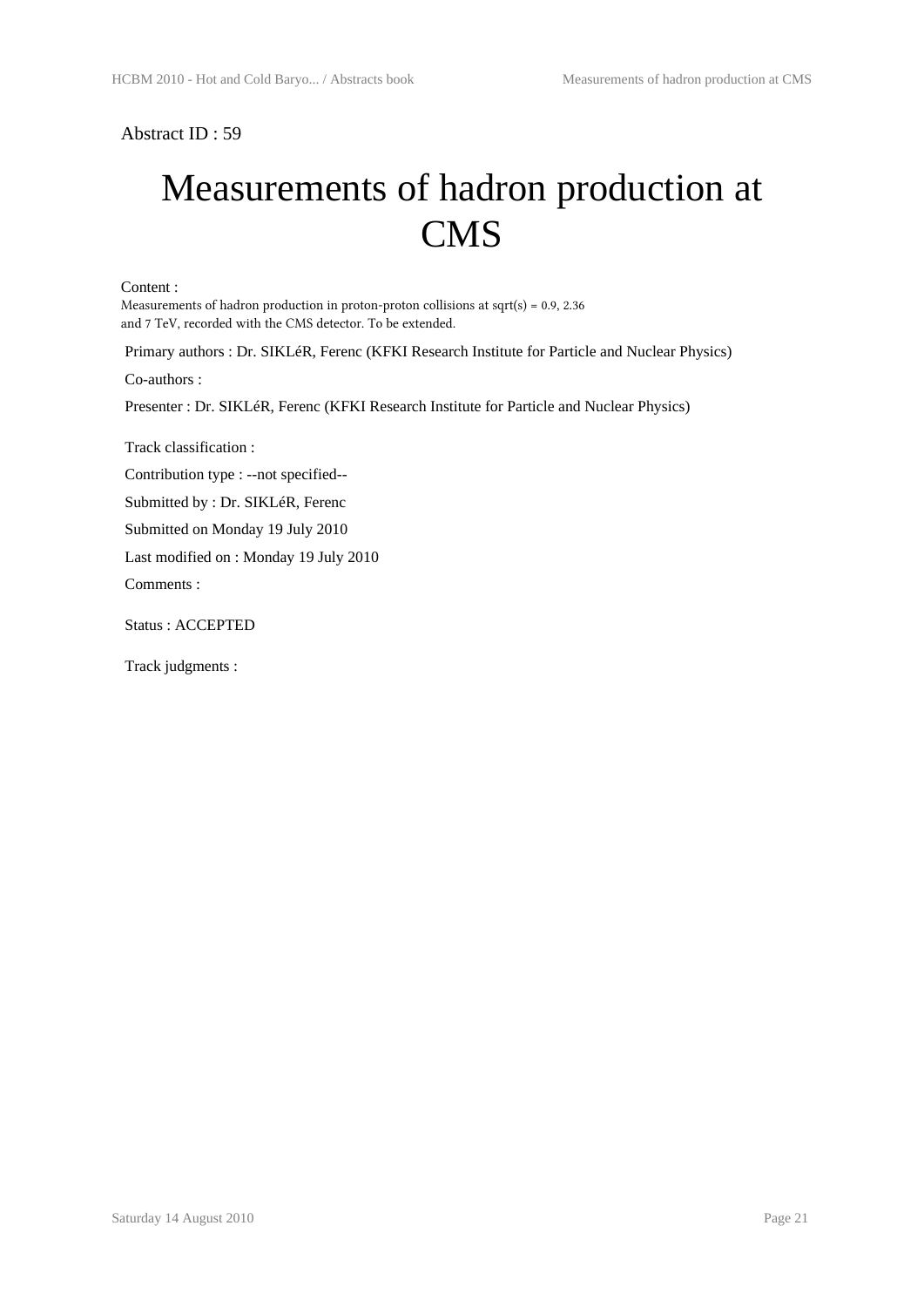Abstract ID : 59

# Measurements of hadron production at CMS

Content :

Measurements of hadron production in proton-proton collisions at sqrt(s) = 0.9, 2.36 and 7 TeV, recorded with the CMS detector. To be extended.

Primary authors : Dr. SIKLéR, Ferenc (KFKI Research Institute for Particle and Nuclear Physics)

Co-authors :

Presenter : Dr. SIKLéR, Ferenc (KFKI Research Institute for Particle and Nuclear Physics)

Track classification :

Contribution type : --not specified--

Submitted by : Dr. SIKLéR, Ferenc

Submitted on Monday 19 July 2010

Last modified on : Monday 19 July 2010

Comments :

Status : ACCEPTED

Track judgments :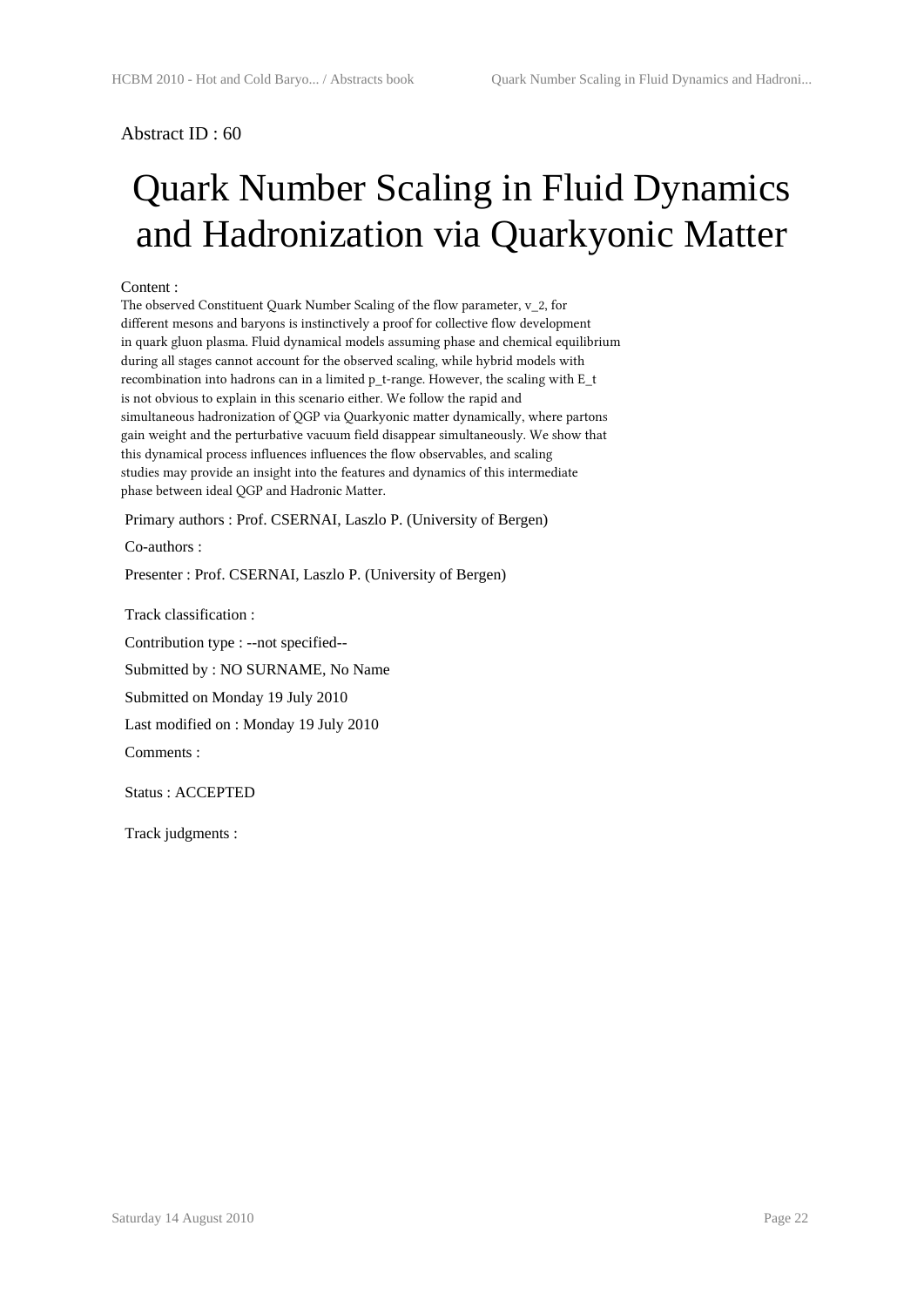Abstract ID : 60

# Quark Number Scaling in Fluid Dynamics and Hadronization via Quarkyonic Matter

Content :

The observed Constituent Quark Number Scaling of the flow parameter, $v_2$, for different mesons and baryons is instinctively a proof for collective flow development in quark gluon plasma. Fluid dynamical models assuming phase and chemical equilibrium during all stages cannot account for the observed scaling, while hybrid models with recombination into hadrons can in a limited $p_t$-range. However, the scaling with $E_t$ is not obvious to explain in this scenario either. We follow the rapid and simultaneous hadronization of QGP via Quarkyonic matter dynamically, where partons gain weight and the perturbative vacuum field disappear simultaneously. We show that this dynamical process influences influences the flow observables, and scaling studies may provide an insight into the features and dynamics of this intermediate phase between ideal QGP and Hadronic Matter.

Primary authors : Prof. CSERNAI, Laszlo P. (University of Bergen)

Co-authors :

Presenter : Prof. CSERNAI, Laszlo P. (University of Bergen)

Track classification :

Contribution type : --not specified--

Submitted by : NO SURNAME, No Name

Submitted on Monday 19 July 2010

Last modified on : Monday 19 July 2010

Comments :

Status : ACCEPTED

Track judgments :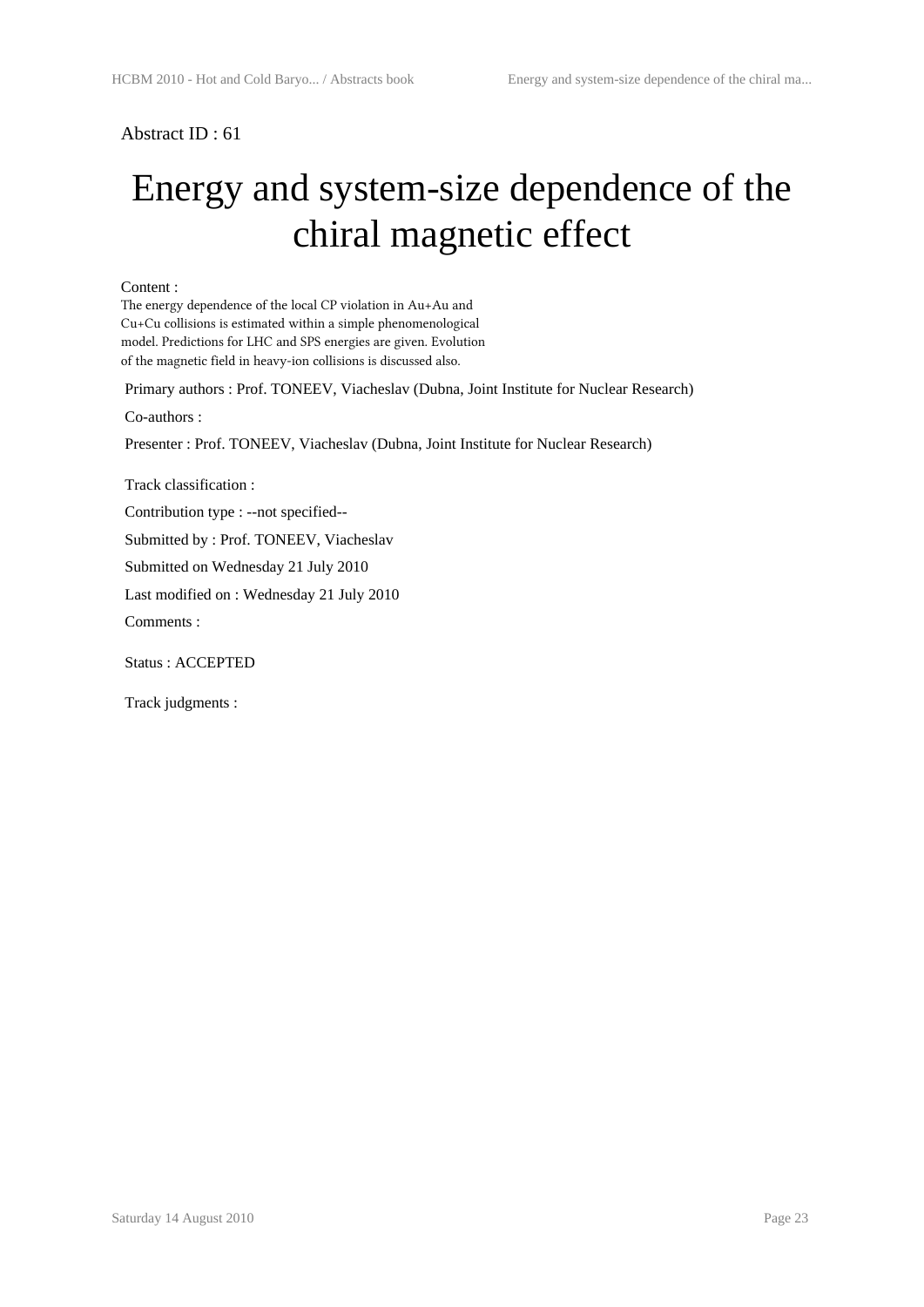Abstract ID : 61

# Energy and system-size dependence of the chiral magnetic effect

Content :

The energy dependence of the local CP violation in Au+Au and Cu+Cu collisions is estimated within a simple phenomenological model. Predictions for LHC and SPS energies are given. Evolution of the magnetic field in heavy-ion collisions is discussed also.

Primary authors : Prof. TONEEV, Viacheslav (Dubna, Joint Institute for Nuclear Research)

Co-authors :

Presenter : Prof. TONEEV, Viacheslav (Dubna, Joint Institute for Nuclear Research)

Track classification :

Contribution type : --not specified--

Submitted by : Prof. TONEEV, Viacheslav

Submitted on Wednesday 21 July 2010

Last modified on : Wednesday 21 July 2010

Comments :

Status : ACCEPTED

Track judgments :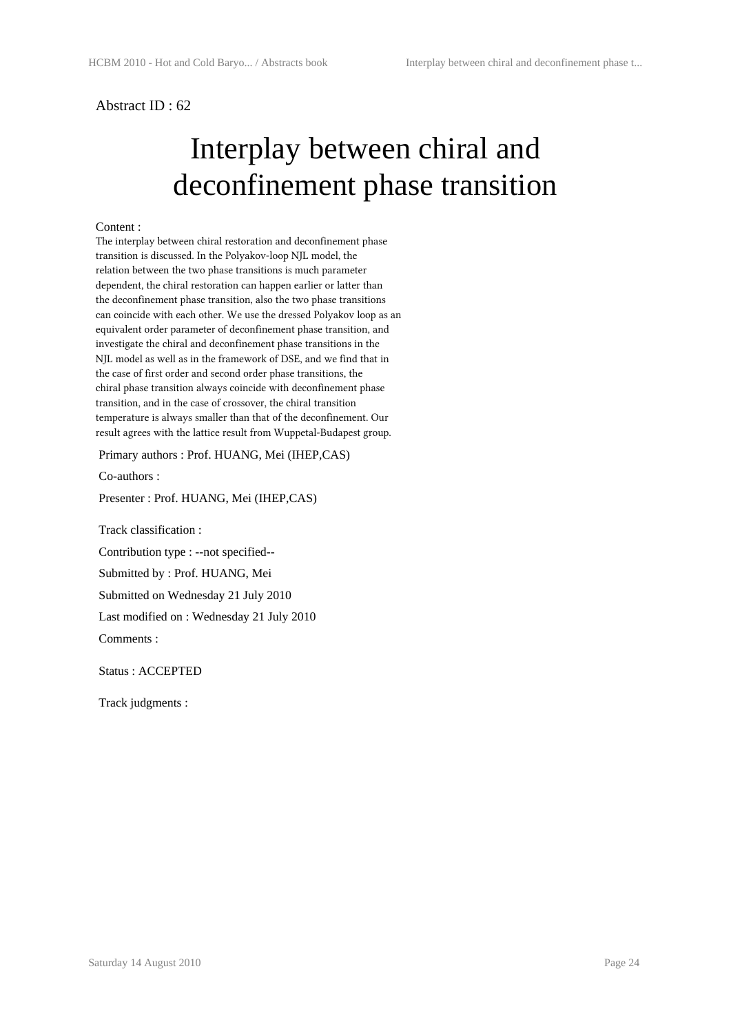Abstract ID : 62

# Interplay between chiral and deconfinement phase transition

Content :

The interplay between chiral restoration and deconfinement phase transition is discussed. In the Polyakov-loop NJL model, the relation between the two phase transitions is much parameter dependent, the chiral restoration can happen earlier or latter than the deconfinement phase transition, also the two phase transitions can coincide with each other. We use the dressed Polyakov loop as an equivalent order parameter of deconfinement phase transition, and investigate the chiral and deconfinement phase transitions in the NJL model as well as in the framework of DSE, and we find that in the case of first order and second order phase transitions, the chiral phase transition always coincide with deconfinement phase transition, and in the case of crossover, the chiral transition temperature is always smaller than that of the deconfinement. Our result agrees with the lattice result from Wuppetal-Budapest group.

Primary authors : Prof. HUANG, Mei (IHEP,CAS)

Co-authors :

Presenter : Prof. HUANG, Mei (IHEP,CAS)

Track classification :

Contribution type : --not specified--

Submitted by : Prof. HUANG, Mei

Submitted on Wednesday 21 July 2010

Last modified on : Wednesday 21 July 2010

Comments :

Status : ACCEPTED

Track judgments :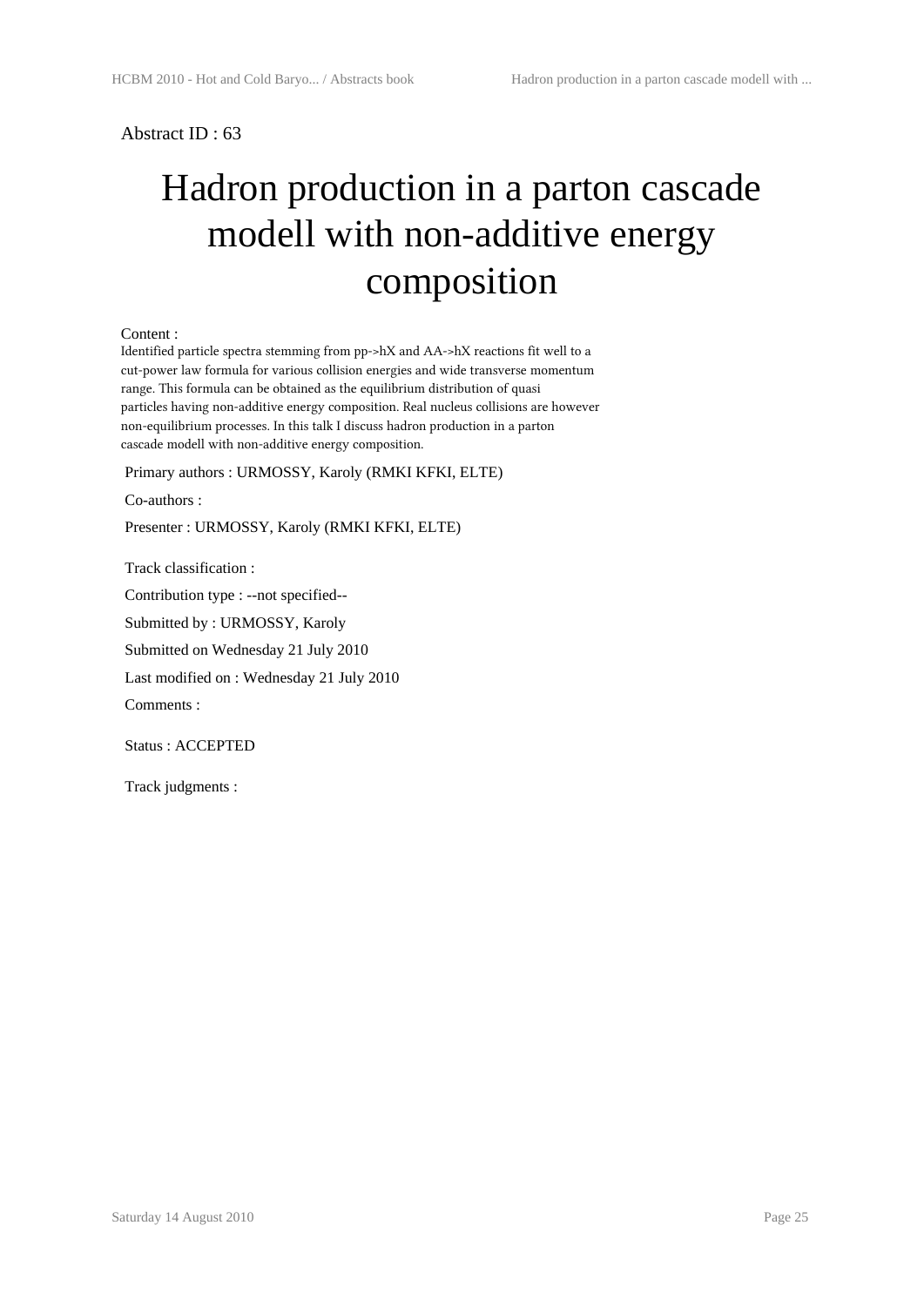Abstract ID : 63

# Hadron production in a parton cascade modell with non-additive energy composition

Content :

Identified particle spectra stemming from pp->hX and AA->hX reactions fit well to a cut-power law formula for various collision energies and wide transverse momentum range. This formula can be obtained as the equilibrium distribution of quasi particles having non-additive energy composition. Real nucleus collisions are however non-equilibrium processes. In this talk I discuss hadron production in a parton cascade modell with non-additive energy composition.

Primary authors : URMOSSY, Karoly (RMKI KFKI, ELTE)

Co-authors :

Presenter : URMOSSY, Karoly (RMKI KFKI, ELTE)

Track classification :

Contribution type : --not specified--

Submitted by : URMOSSY, Karoly

Submitted on Wednesday 21 July 2010

Last modified on : Wednesday 21 July 2010

Comments :

Status : ACCEPTED

Track judgments :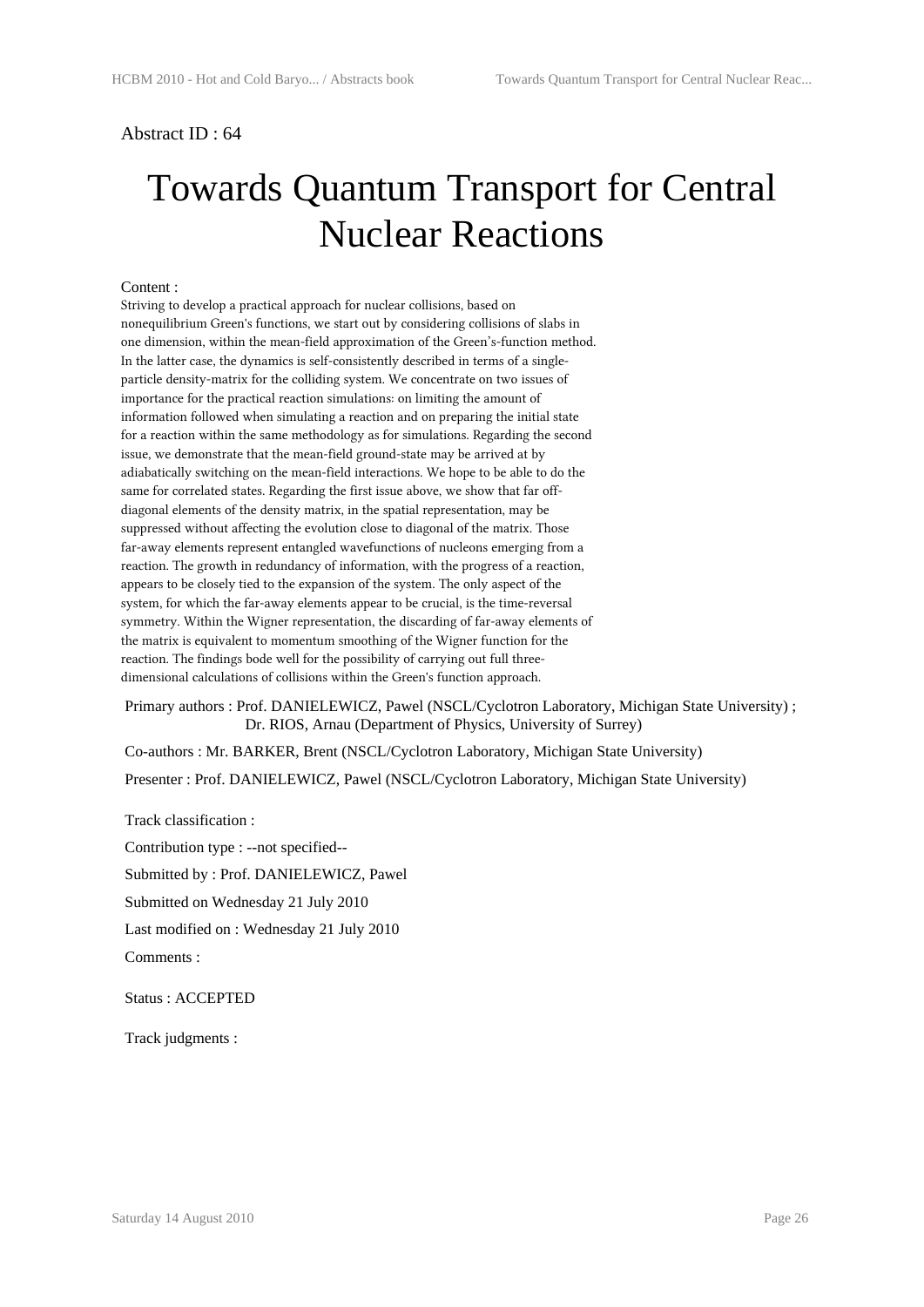Abstract ID : 64

# Towards Quantum Transport for Central Nuclear Reactions

Content :

Striving to develop a practical approach for nuclear collisions, based on nonequilibrium Green's functions, we start out by considering collisions of slabs in one dimension, within the mean-field approximation of the Green's-function method. In the latter case, the dynamics is self-consistently described in terms of a single-particle density-matrix for the colliding system. We concentrate on two issues of importance for the practical reaction simulations: on limiting the amount of information followed when simulating a reaction and on preparing the initial state for a reaction within the same methodology as for simulations. Regarding the second issue, we demonstrate that the mean-field ground-state may be arrived at by adiabatically switching on the mean-field interactions. We hope to be able to do the same for correlated states. Regarding the first issue above, we show that far off-diagonal elements of the density matrix, in the spatial representation, may be suppressed without affecting the evolution close to diagonal of the matrix. Those far-away elements represent entangled wavefunctions of nucleons emerging from a reaction. The growth in redundancy of information, with the progress of a reaction, appears to be closely tied to the expansion of the system. The only aspect of the system, for which the far-away elements appear to be crucial, is the time-reversal symmetry. Within the Wigner representation, the discarding of far-away elements of the matrix is equivalent to momentum smoothing of the Wigner function for the reaction. The findings bode well for the possibility of carrying out full three-dimensional calculations of collisions within the Green's function approach.

Primary authors : Prof. DANIELEWICZ, Pawel (NSCL/Cyclotron Laboratory, Michigan State University) ; Dr. RIOS, Arnau (Department of Physics, University of Surrey)

Co-authors : Mr. BARKER, Brent (NSCL/Cyclotron Laboratory, Michigan State University)

Presenter : Prof. DANIELEWICZ, Pawel (NSCL/Cyclotron Laboratory, Michigan State University)

Track classification :

Contribution type : --not specified--

Submitted by : Prof. DANIELEWICZ, Pawel

Submitted on Wednesday 21 July 2010

Last modified on : Wednesday 21 July 2010

Comments :

Status : ACCEPTED

Track judgments :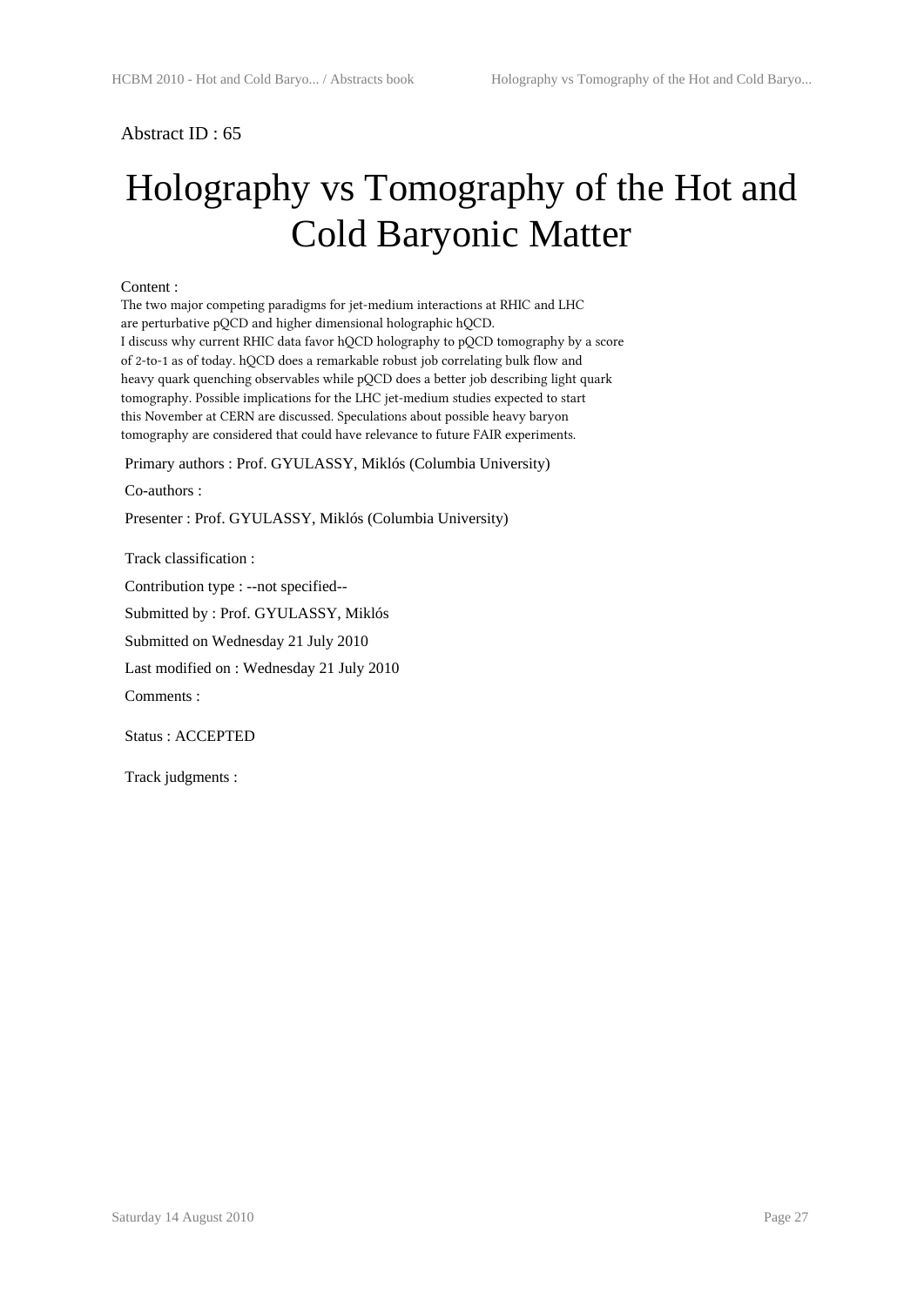Abstract ID : 65

# Holography vs Tomography of the Hot and Cold Baryonic Matter

Content :

The two major competing paradigms for jet-medium interactions at RHIC and LHC are perturbative pQCD and higher dimensional holographic hQCD.
I discuss why current RHIC data favor hQCD holography to pQCD tomography by a score of 2-to-1 as of today. hQCD does a remarkable robust job correlating bulk flow and heavy quark quenching observables while pQCD does a better job describing light quark tomography. Possible implications for the LHC jet-medium studies expected to start this November at CERN are discussed. Speculations about possible heavy baryon tomography are considered that could have relevance to future FAIR experiments.

Primary authors : Prof. GYULASSY, Miklós (Columbia University)

Co-authors :

Presenter : Prof. GYULASSY, Miklós (Columbia University)

Track classification :

Contribution type : --not specified--

Submitted by : Prof. GYULASSY, Miklós

Submitted on Wednesday 21 July 2010

Last modified on : Wednesday 21 July 2010

Comments :

Status : ACCEPTED

Track judgments :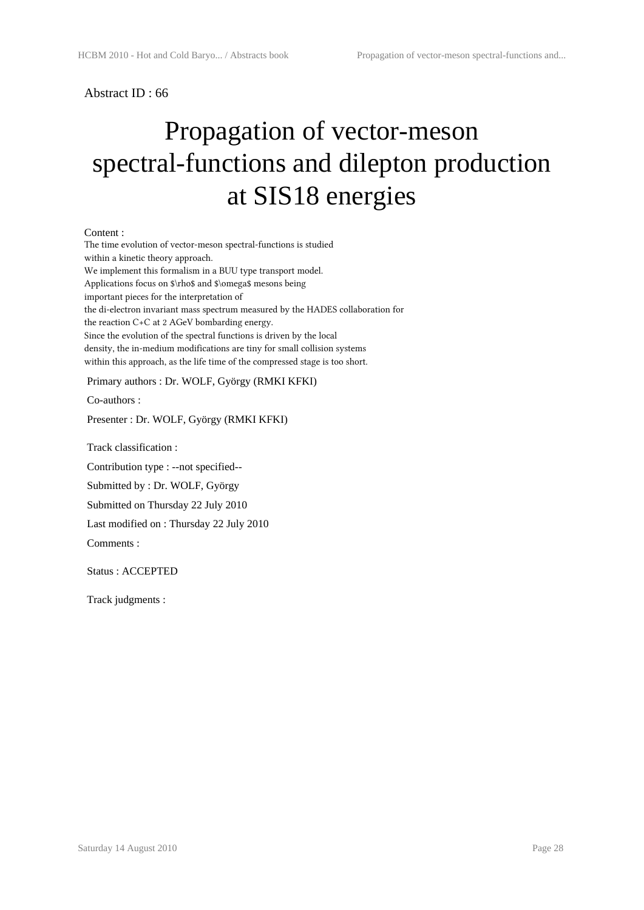Abstract ID : 66

# Propagation of vector-meson spectral-functions and dilepton production at SIS18 energies

Content :

The time evolution of vector-meson spectral-functions is studied within a kinetic theory approach. We implement this formalism in a BUU type transport model. Applications focus on $\rho$ and $\omega$ mesons being important pieces for the interpretation of the di-electron invariant mass spectrum measured by the HADES collaboration for the reaction C+C at 2 AGeV bombarding energy. Since the evolution of the spectral functions is driven by the local density, the in-medium modifications are tiny for small collision systems within this approach, as the life time of the compressed stage is too short.

Primary authors : Dr. WOLF, György (RMKI KFKI)

Co-authors :

Presenter : Dr. WOLF, György (RMKI KFKI)

Track classification :

Contribution type : --not specified--

Submitted by : Dr. WOLF, György

Submitted on Thursday 22 July 2010

Last modified on : Thursday 22 July 2010

Comments :

Status : ACCEPTED

Track judgments :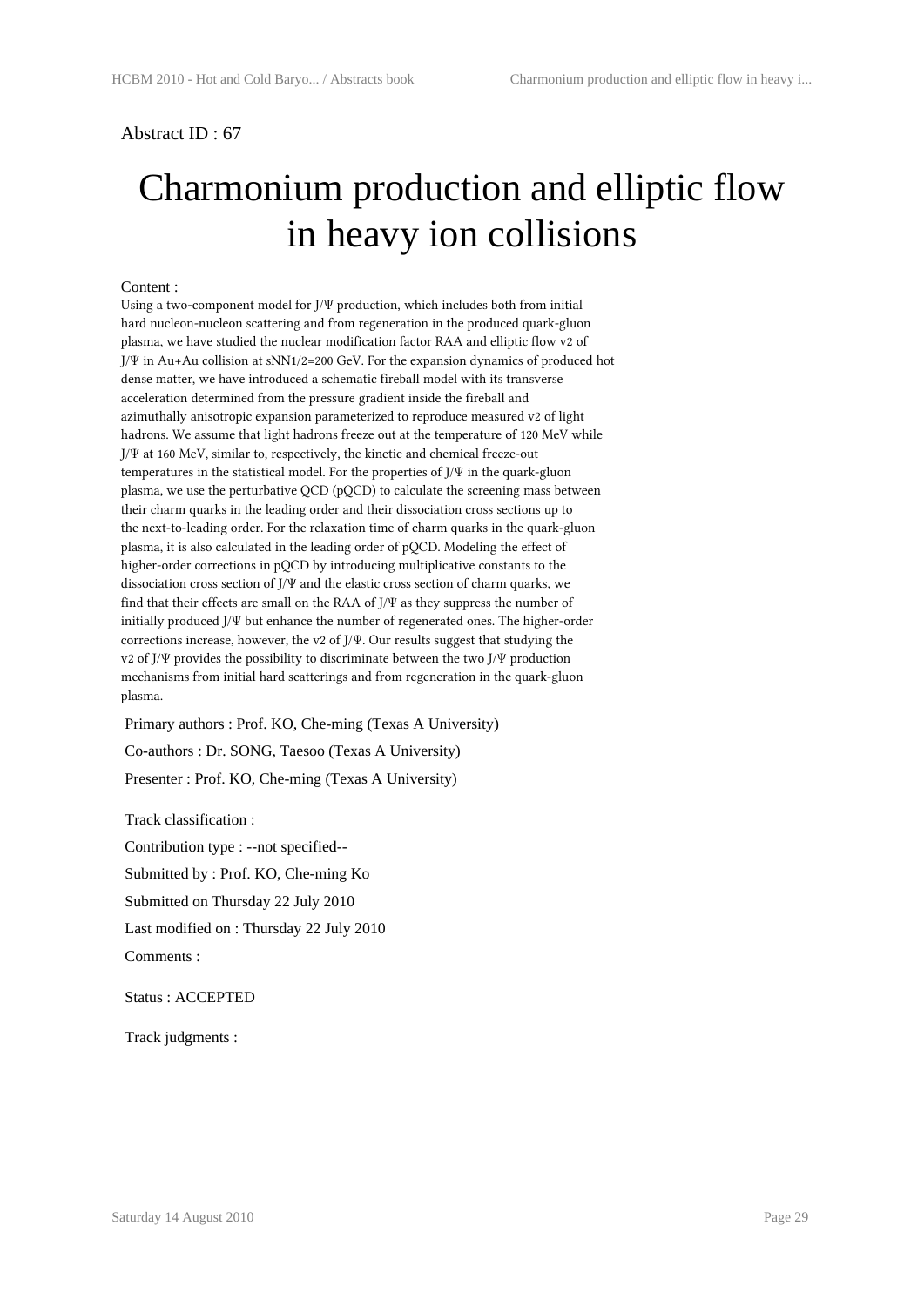Abstract ID : 67

# Charmonium production and elliptic flow in heavy ion collisions

Content :

Using a two-component model for J/Ψ production, which includes both from initial hard nucleon-nucleon scattering and from regeneration in the produced quark-gluon plasma, we have studied the nuclear modification factor RAA and elliptic flow v2 of J/Ψ in Au+Au collision at sNN1/2=200 GeV. For the expansion dynamics of produced hot dense matter, we have introduced a schematic fireball model with its transverse acceleration determined from the pressure gradient inside the fireball and azimuthally anisotropic expansion parameterized to reproduce measured v2 of light hadrons. We assume that light hadrons freeze out at the temperature of 120 MeV while J/Ψ at 160 MeV, similar to, respectively, the kinetic and chemical freeze-out temperatures in the statistical model. For the properties of J/Ψ in the quark-gluon plasma, we use the perturbative QCD (pQCD) to calculate the screening mass between their charm quarks in the leading order and their dissociation cross sections up to the next-to-leading order. For the relaxation time of charm quarks in the quark-gluon plasma, it is also calculated in the leading order of pQCD. Modeling the effect of higher-order corrections in pQCD by introducing multiplicative constants to the dissociation cross section of J/Ψ and the elastic cross section of charm quarks, we find that their effects are small on the RAA of J/Ψ as they suppress the number of initially produced J/Ψ but enhance the number of regenerated ones. The higher-order corrections increase, however, the v2 of J/Ψ. Our results suggest that studying the v2 of J/Ψ provides the possibility to discriminate between the two J/Ψ production mechanisms from initial hard scatterings and from regeneration in the quark-gluon plasma.

Primary authors : Prof. KO, Che-ming (Texas A University)

Co-authors : Dr. SONG, Taesoo (Texas A University)

Presenter : Prof. KO, Che-ming (Texas A University)

Track classification :

Contribution type : --not specified--

Submitted by : Prof. KO, Che-ming Ko

Submitted on Thursday 22 July 2010

Last modified on : Thursday 22 July 2010

Comments :

Status : ACCEPTED

Track judgments :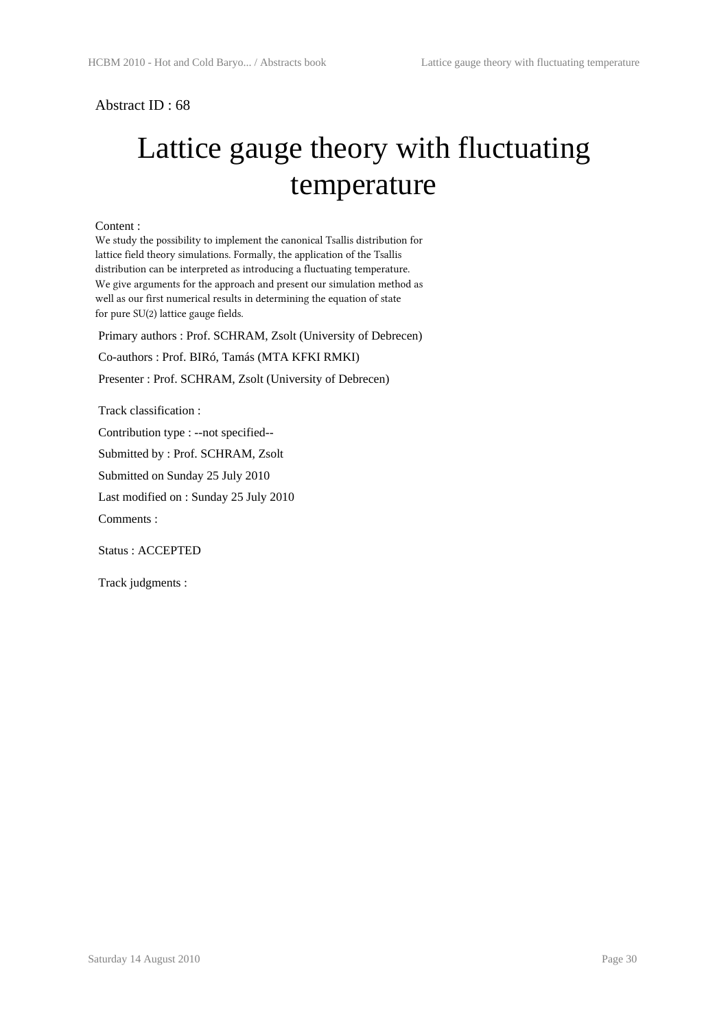Abstract ID : 68

# Lattice gauge theory with fluctuating temperature

Content :

We study the possibility to implement the canonical Tsallis distribution for lattice field theory simulations. Formally, the application of the Tsallis distribution can be interpreted as introducing a fluctuating temperature. We give arguments for the approach and present our simulation method as well as our first numerical results in determining the equation of state for pure SU(2) lattice gauge fields.

Primary authors : Prof. SCHRAM, Zsolt (University of Debrecen)

Co-authors : Prof. BIRó, Tamás (MTA KFKI RMKI)

Presenter : Prof. SCHRAM, Zsolt (University of Debrecen)

Track classification :

Contribution type : --not specified--

Submitted by : Prof. SCHRAM, Zsolt

Submitted on Sunday 25 July 2010

Last modified on : Sunday 25 July 2010

Comments :

Status : ACCEPTED

Track judgments :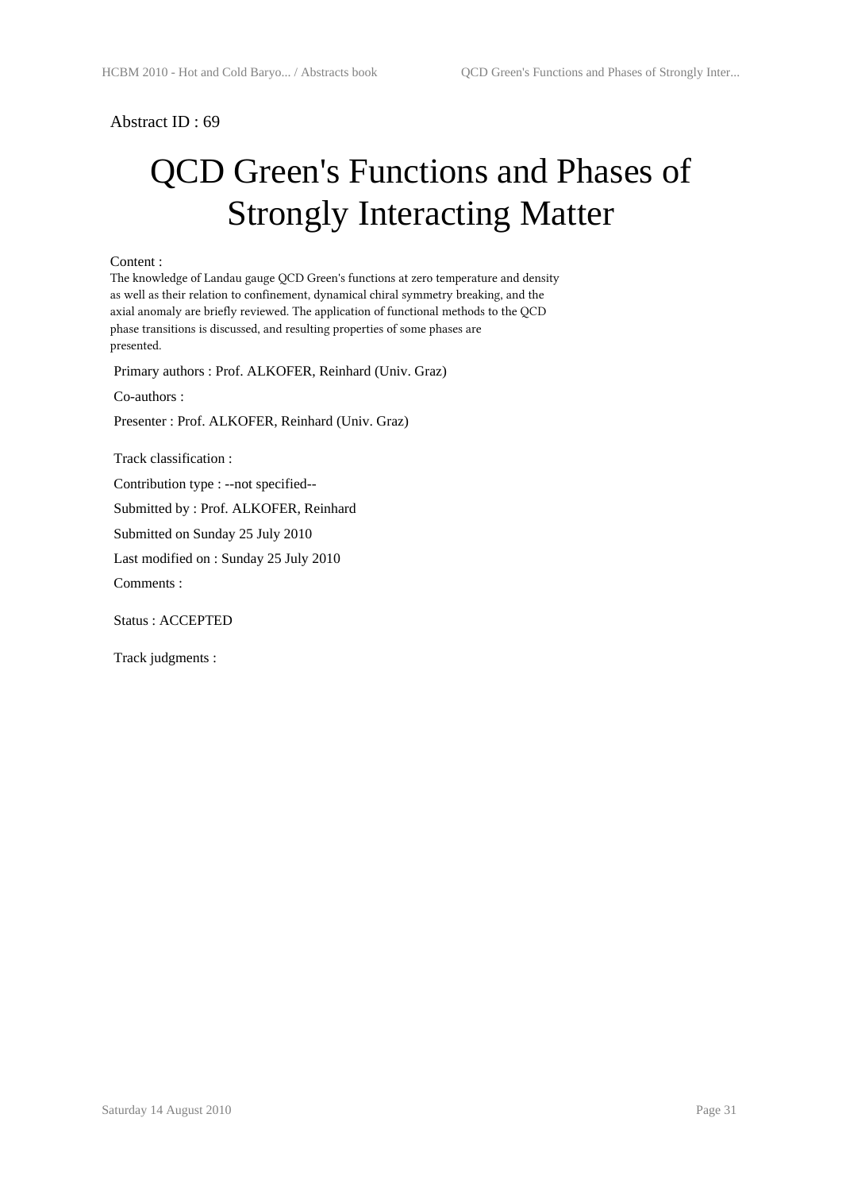Abstract ID : 69

# QCD Green's Functions and Phases of Strongly Interacting Matter

Content :

The knowledge of Landau gauge QCD Green's functions at zero temperature and density as well as their relation to confinement, dynamical chiral symmetry breaking, and the axial anomaly are briefly reviewed. The application of functional methods to the QCD phase transitions is discussed, and resulting properties of some phases are presented.

Primary authors : Prof. ALKOFER, Reinhard (Univ. Graz)

Co-authors :

Presenter : Prof. ALKOFER, Reinhard (Univ. Graz)

Track classification :

Contribution type : --not specified--

Submitted by : Prof. ALKOFER, Reinhard

Submitted on Sunday 25 July 2010

Last modified on : Sunday 25 July 2010

Comments :

Status : ACCEPTED

Track judgments :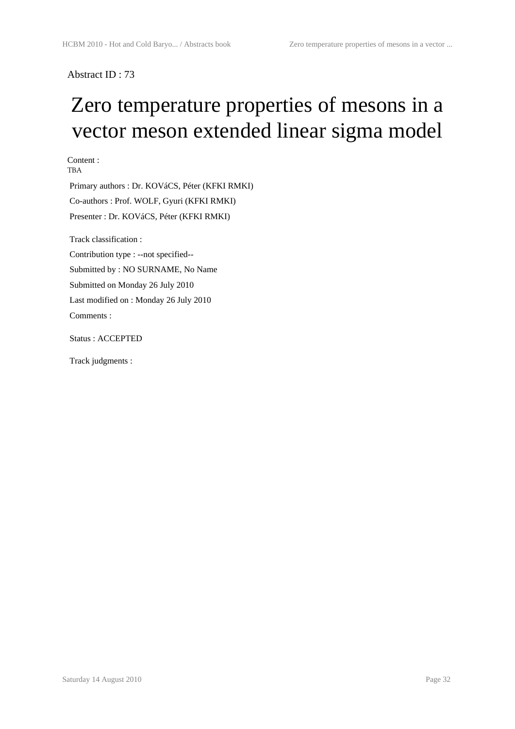Abstract ID : 73

# Zero temperature properties of mesons in a vector meson extended linear sigma model

Content :
TBA

Primary authors : Dr. KOVáCS, Péter (KFKI RMKI)

Co-authors : Prof. WOLF, Gyuri (KFKI RMKI)

Presenter : Dr. KOVáCS, Péter (KFKI RMKI)

Track classification :

Contribution type : --not specified--

Submitted by : NO SURNAME, No Name

Submitted on Monday 26 July 2010

Last modified on : Monday 26 July 2010

Comments :

Status : ACCEPTED

Track judgments :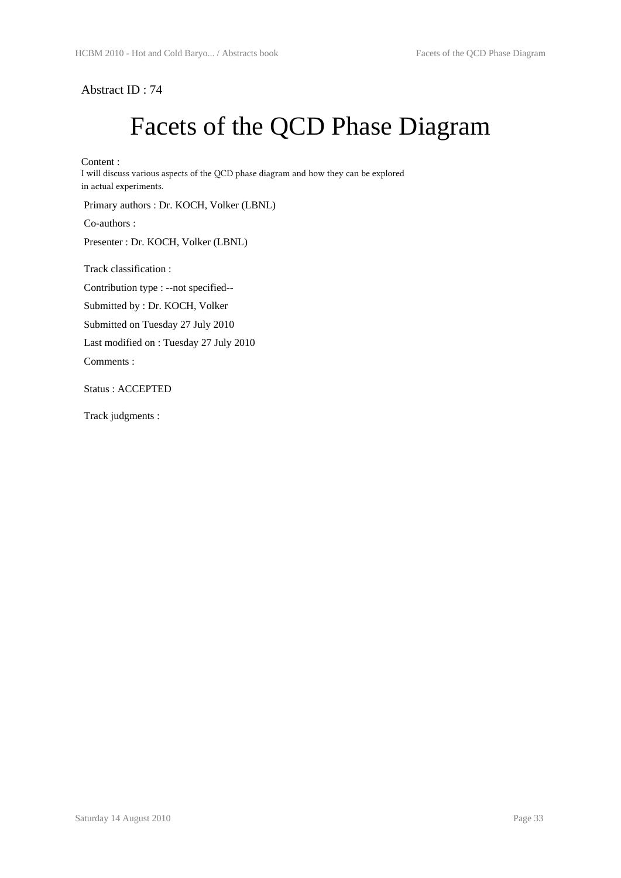Abstract ID : 74

# Facets of the QCD Phase Diagram

Content :

I will discuss various aspects of the QCD phase diagram and how they can be explored in actual experiments.

Primary authors : Dr. KOCH, Volker (LBNL)

Co-authors :

Presenter : Dr. KOCH, Volker (LBNL)

Track classification :

Contribution type : --not specified--

Submitted by : Dr. KOCH, Volker

Submitted on Tuesday 27 July 2010

Last modified on : Tuesday 27 July 2010

Comments :

Status : ACCEPTED

Track judgments :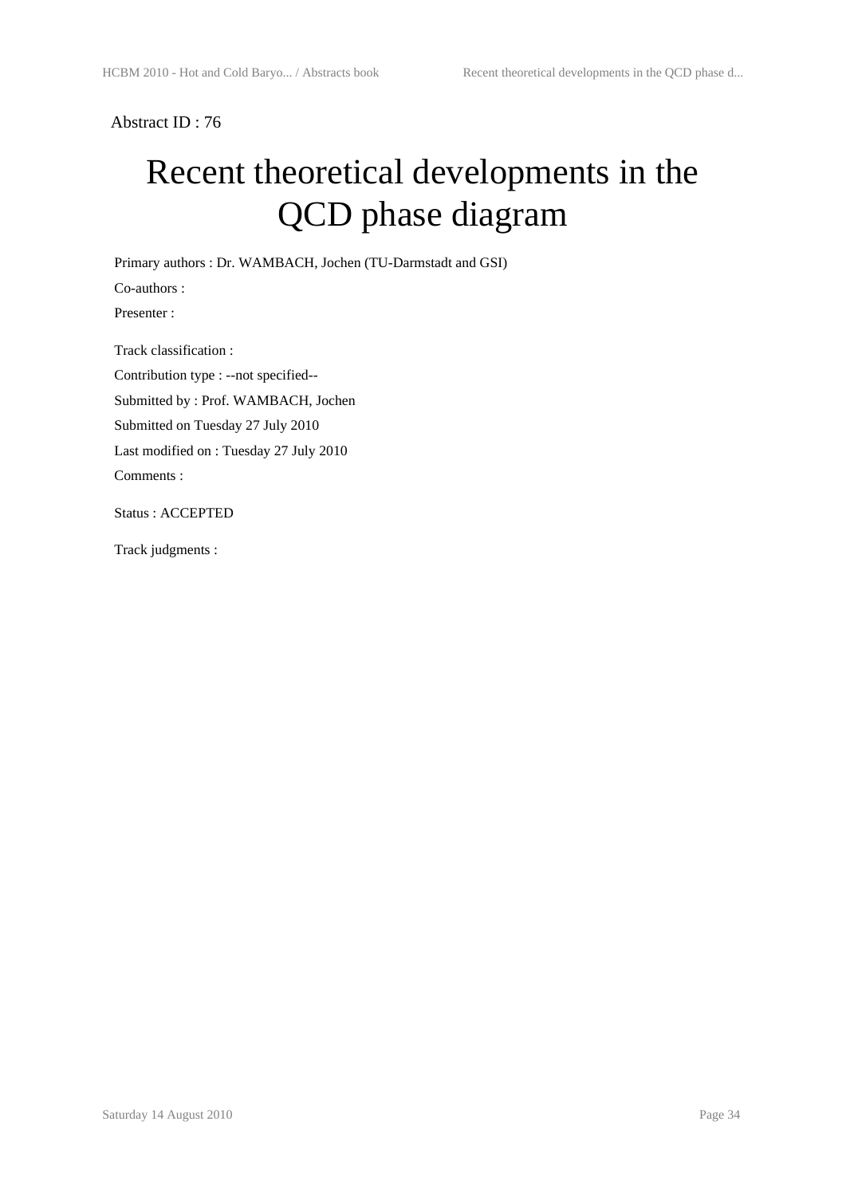Abstract ID : 76

# Recent theoretical developments in the QCD phase diagram

Primary authors : Dr. WAMBACH, Jochen (TU-Darmstadt and GSI)

Co-authors :

Presenter :

Track classification :

Contribution type : --not specified--

Submitted by : Prof. WAMBACH, Jochen

Submitted on Tuesday 27 July 2010

Last modified on : Tuesday 27 July 2010

Comments :

Status : ACCEPTED

Track judgments :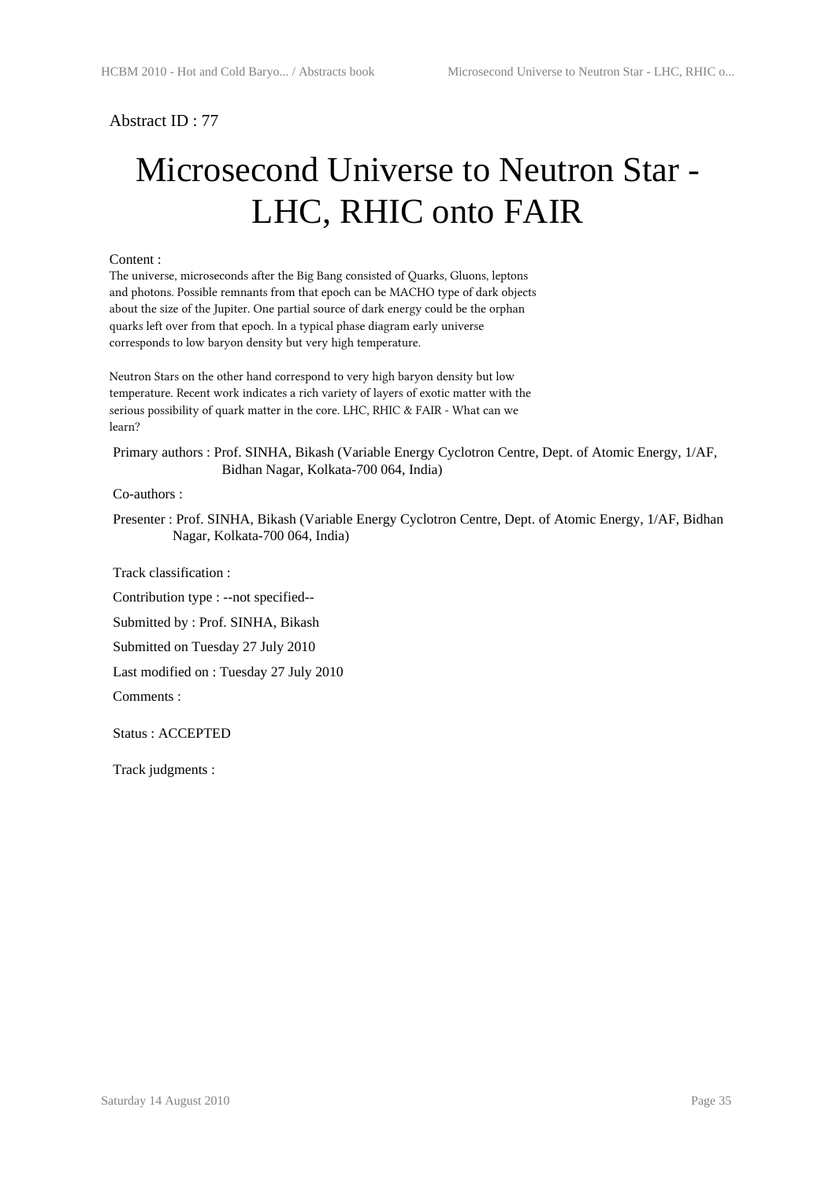Abstract ID : 77

# Microsecond Universe to Neutron Star - LHC, RHIC onto FAIR

Content :

The universe, microseconds after the Big Bang consisted of Quarks, Gluons, leptons and photons. Possible remnants from that epoch can be MACHO type of dark objects about the size of the Jupiter. One partial source of dark energy could be the orphan quarks left over from that epoch. In a typical phase diagram early universe corresponds to low baryon density but very high temperature.

Neutron Stars on the other hand correspond to very high baryon density but low temperature. Recent work indicates a rich variety of layers of exotic matter with the serious possibility of quark matter in the core. LHC, RHIC & FAIR - What can we learn?

Primary authors : Prof. SINHA, Bikash (Variable Energy Cyclotron Centre, Dept. of Atomic Energy, 1/AF, Bidhan Nagar, Kolkata-700 064, India)

Co-authors :

Presenter : Prof. SINHA, Bikash (Variable Energy Cyclotron Centre, Dept. of Atomic Energy, 1/AF, Bidhan Nagar, Kolkata-700 064, India)

Track classification :

Contribution type : --not specified--

Submitted by : Prof. SINHA, Bikash

Submitted on Tuesday 27 July 2010

Last modified on : Tuesday 27 July 2010

Comments :

Status : ACCEPTED

Track judgments :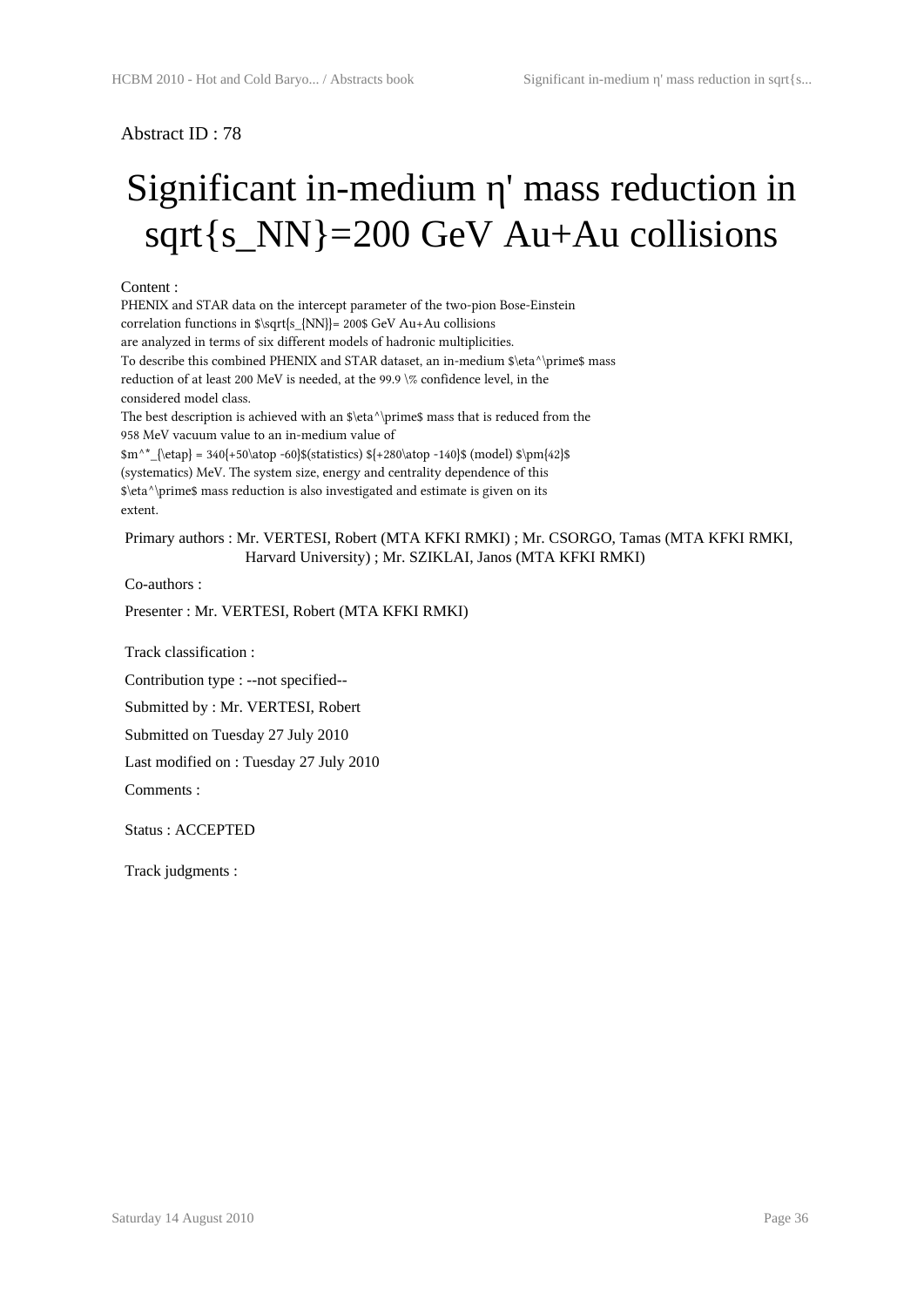Abstract ID : 78

# Significant in-medium η' mass reduction in sqrt{s_NN}=200 GeV Au+Au collisions

Content :

PHENIX and STAR data on the intercept parameter of the two-pion Bose-Einstein correlation functions in $\sqrt{s_{NN}}= 200$ GeV Au+Au collisions are analyzed in terms of six different models of hadronic multiplicities. To describe this combined PHENIX and STAR dataset, an in-medium $\eta^\prime$ mass reduction of at least 200 MeV is needed, at the 99.9 \% confidence level, in the considered model class. The best description is achieved with an $\eta^\prime$ mass that is reduced from the 958 MeV vacuum value to an in-medium value of $m^*_{\eta'} = 340{+50\atop -60}$(statistics) ${+280\atop -140}$ (model) $\pm{42}$ (systematics) MeV. The system size, energy and centrality dependence of this $\eta^\prime$ mass reduction is also investigated and estimate is given on its extent.

Primary authors : Mr. VERTESI, Robert (MTA KFKI RMKI) ; Mr. CSORGO, Tamas (MTA KFKI RMKI, Harvard University) ; Mr. SZIKLAI, Janos (MTA KFKI RMKI)

Co-authors :

Presenter : Mr. VERTESI, Robert (MTA KFKI RMKI)

Track classification :

Contribution type : --not specified--

Submitted by : Mr. VERTESI, Robert

Submitted on Tuesday 27 July 2010

Last modified on : Tuesday 27 July 2010

Comments :

Status : ACCEPTED

Track judgments :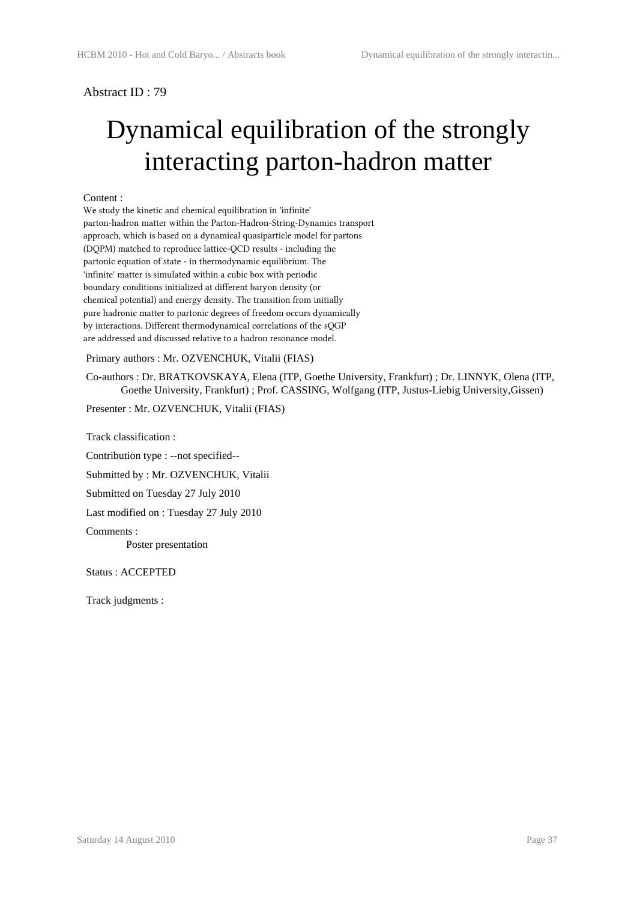Abstract ID : 79

# Dynamical equilibration of the strongly interacting parton-hadron matter

Content :

We study the kinetic and chemical equilibration in 'infinite' parton-hadron matter within the Parton-Hadron-String-Dynamics transport approach, which is based on a dynamical quasiparticle model for partons (DQPM) matched to reproduce lattice-QCD results - including the partonic equation of state - in thermodynamic equilibrium. The 'infinite' matter is simulated within a cubic box with periodic boundary conditions initialized at different baryon density (or chemical potential) and energy density. The transition from initially pure hadronic matter to partonic degrees of freedom occurs dynamically by interactions. Different thermodynamical correlations of the sQGP are addressed and discussed relative to a hadron resonance model.

Primary authors : Mr. OZVENCHUK, Vitalii (FIAS)

Co-authors : Dr. BRATKOVSKAYA, Elena (ITP, Goethe University, Frankfurt) ; Dr. LINNYK, Olena (ITP, Goethe University, Frankfurt) ; Prof. CASSING, Wolfgang (ITP, Justus-Liebig University,Gissen)

Presenter : Mr. OZVENCHUK, Vitalii (FIAS)

Track classification :

Contribution type : --not specified--

Submitted by : Mr. OZVENCHUK, Vitalii

Submitted on Tuesday 27 July 2010

Last modified on : Tuesday 27 July 2010

Comments :

Poster presentation

Status : ACCEPTED

Track judgments :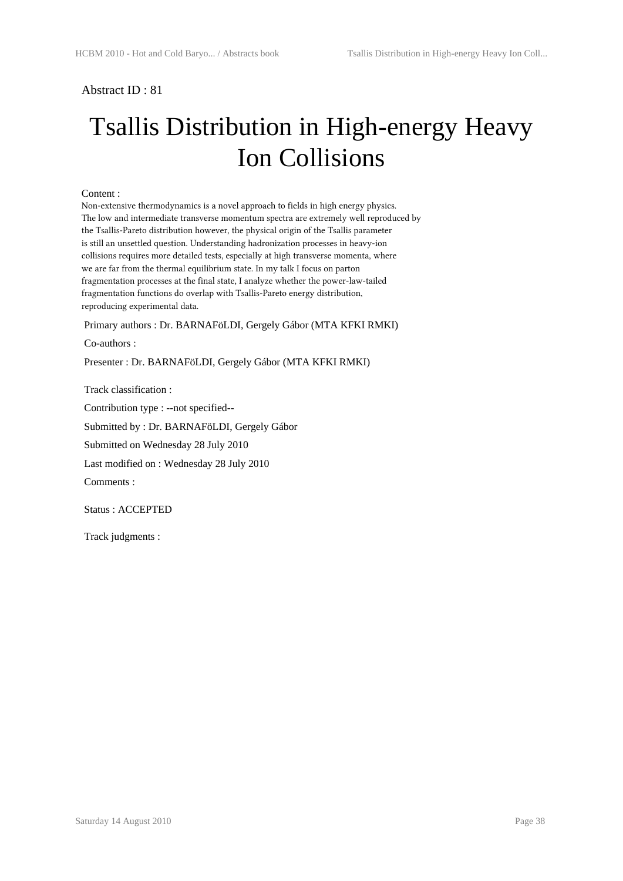Abstract ID : 81

# Tsallis Distribution in High-energy Heavy Ion Collisions

Content :

Non-extensive thermodynamics is a novel approach to fields in high energy physics. The low and intermediate transverse momentum spectra are extremely well reproduced by the Tsallis-Pareto distribution however, the physical origin of the Tsallis parameter is still an unsettled question. Understanding hadronization processes in heavy-ion collisions requires more detailed tests, especially at high transverse momenta, where we are far from the thermal equilibrium state. In my talk I focus on parton fragmentation processes at the final state, I analyze whether the power-law-tailed fragmentation functions do overlap with Tsallis-Pareto energy distribution, reproducing experimental data.

Primary authors : Dr. BARNAFöLDI, Gergely Gábor (MTA KFKI RMKI)

Co-authors :

Presenter : Dr. BARNAFöLDI, Gergely Gábor (MTA KFKI RMKI)

Track classification :

Contribution type : --not specified--

Submitted by : Dr. BARNAFöLDI, Gergely Gábor

Submitted on Wednesday 28 July 2010

Last modified on : Wednesday 28 July 2010

Comments :

Status : ACCEPTED

Track judgments :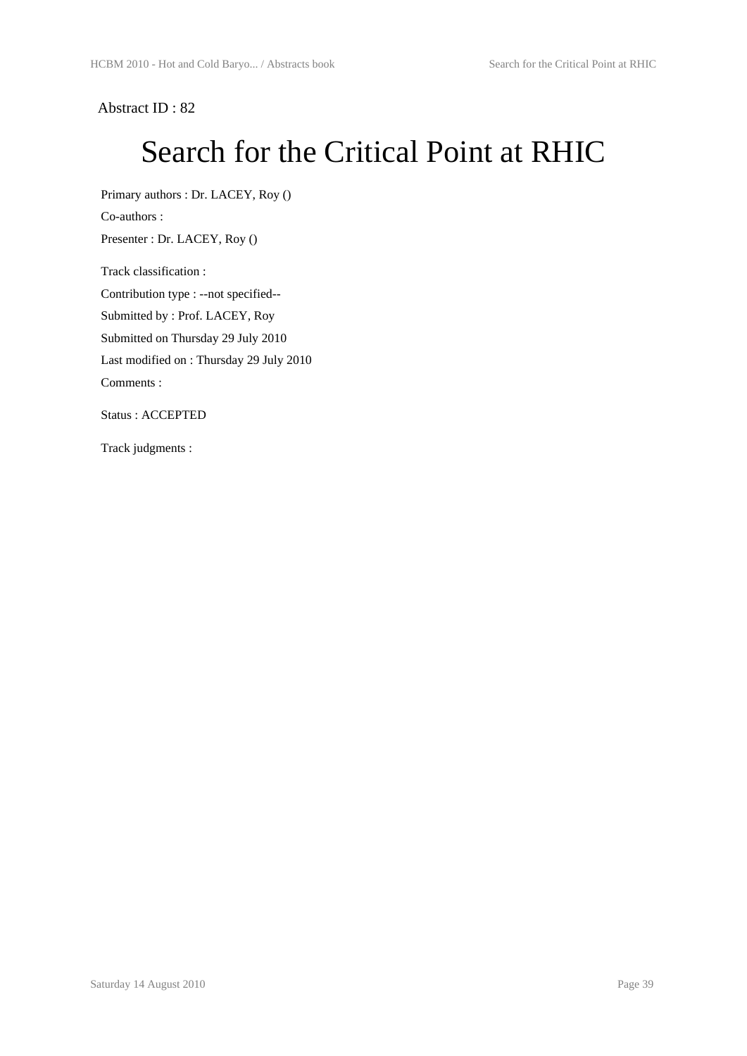Abstract ID : 82

# Search for the Critical Point at RHIC

Primary authors : Dr. LACEY, Roy ()

Co-authors :

Presenter : Dr. LACEY, Roy ()

Track classification :

Contribution type : --not specified--

Submitted by : Prof. LACEY, Roy

Submitted on Thursday 29 July 2010

Last modified on : Thursday 29 July 2010

Comments :

Status : ACCEPTED

Track judgments :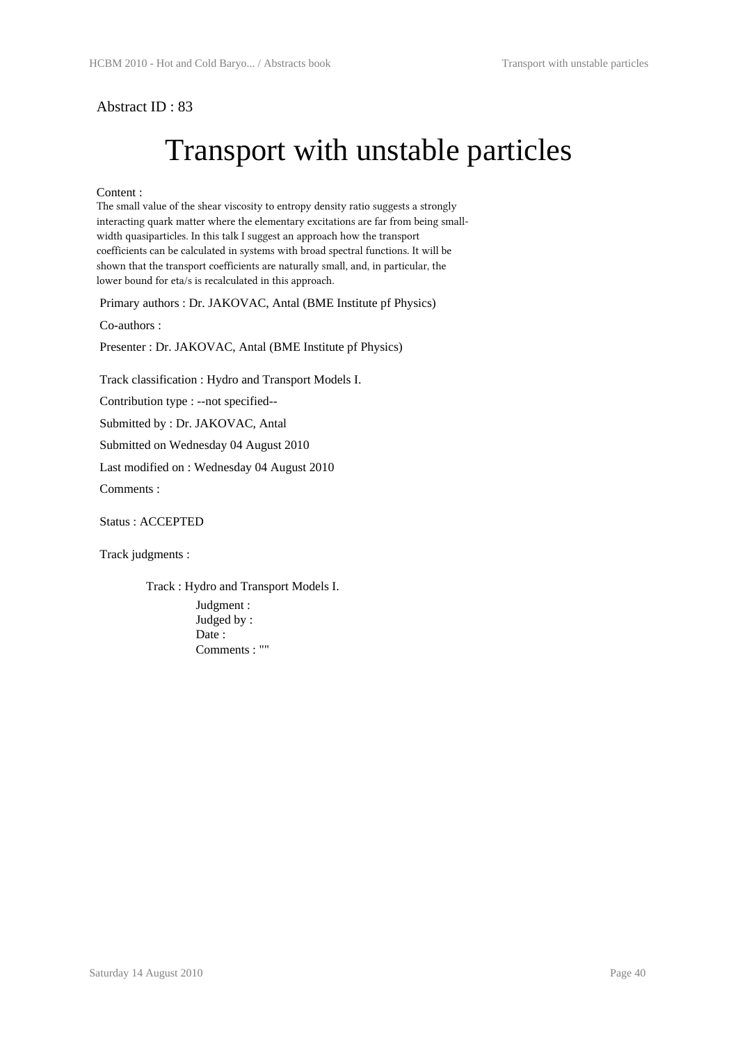Abstract ID : 83

# Transport with unstable particles

Content :

The small value of the shear viscosity to entropy density ratio suggests a strongly interacting quark matter where the elementary excitations are far from being small-width quasiparticles. In this talk I suggest an approach how the transport coefficients can be calculated in systems with broad spectral functions. It will be shown that the transport coefficients are naturally small, and, in particular, the lower bound for eta/s is recalculated in this approach.

Primary authors : Dr. JAKOVAC, Antal (BME Institute pf Physics)

Co-authors :

Presenter : Dr. JAKOVAC, Antal (BME Institute pf Physics)

Track classification : Hydro and Transport Models I.

Contribution type : --not specified--

Submitted by : Dr. JAKOVAC, Antal

Submitted on Wednesday 04 August 2010

Last modified on : Wednesday 04 August 2010

Comments :

Status : ACCEPTED

Track judgments :

Track : Hydro and Transport Models I.

Judgment :
Judged by :
Date :
Comments : ""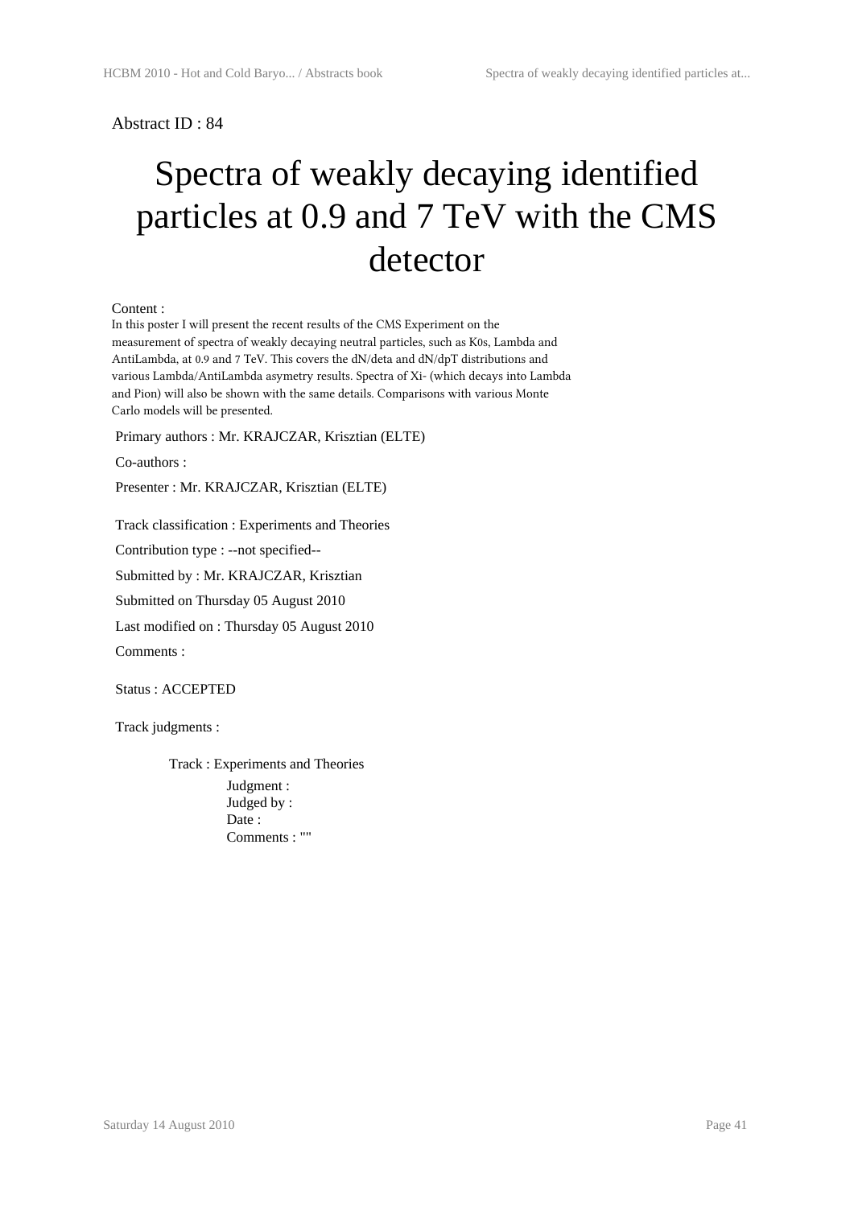Abstract ID : 84

# Spectra of weakly decaying identified particles at 0.9 and 7 TeV with the CMS detector

Content :

In this poster I will present the recent results of the CMS Experiment on the measurement of spectra of weakly decaying neutral particles, such as K0s, Lambda and AntiLambda, at 0.9 and 7 TeV. This covers the dN/deta and dN/dpT distributions and various Lambda/AntiLambda asymetry results. Spectra of Xi- (which decays into Lambda and Pion) will also be shown with the same details. Comparisons with various Monte Carlo models will be presented.

Primary authors : Mr. KRAJCZAR, Krisztian (ELTE)

Co-authors :

Presenter : Mr. KRAJCZAR, Krisztian (ELTE)

Track classification : Experiments and Theories

Contribution type : --not specified--

Submitted by : Mr. KRAJCZAR, Krisztian

Submitted on Thursday 05 August 2010

Last modified on : Thursday 05 August 2010

Comments :

Status : ACCEPTED

Track judgments :

Track : Experiments and Theories

Judgment :
Judged by :
Date :
Comments : ""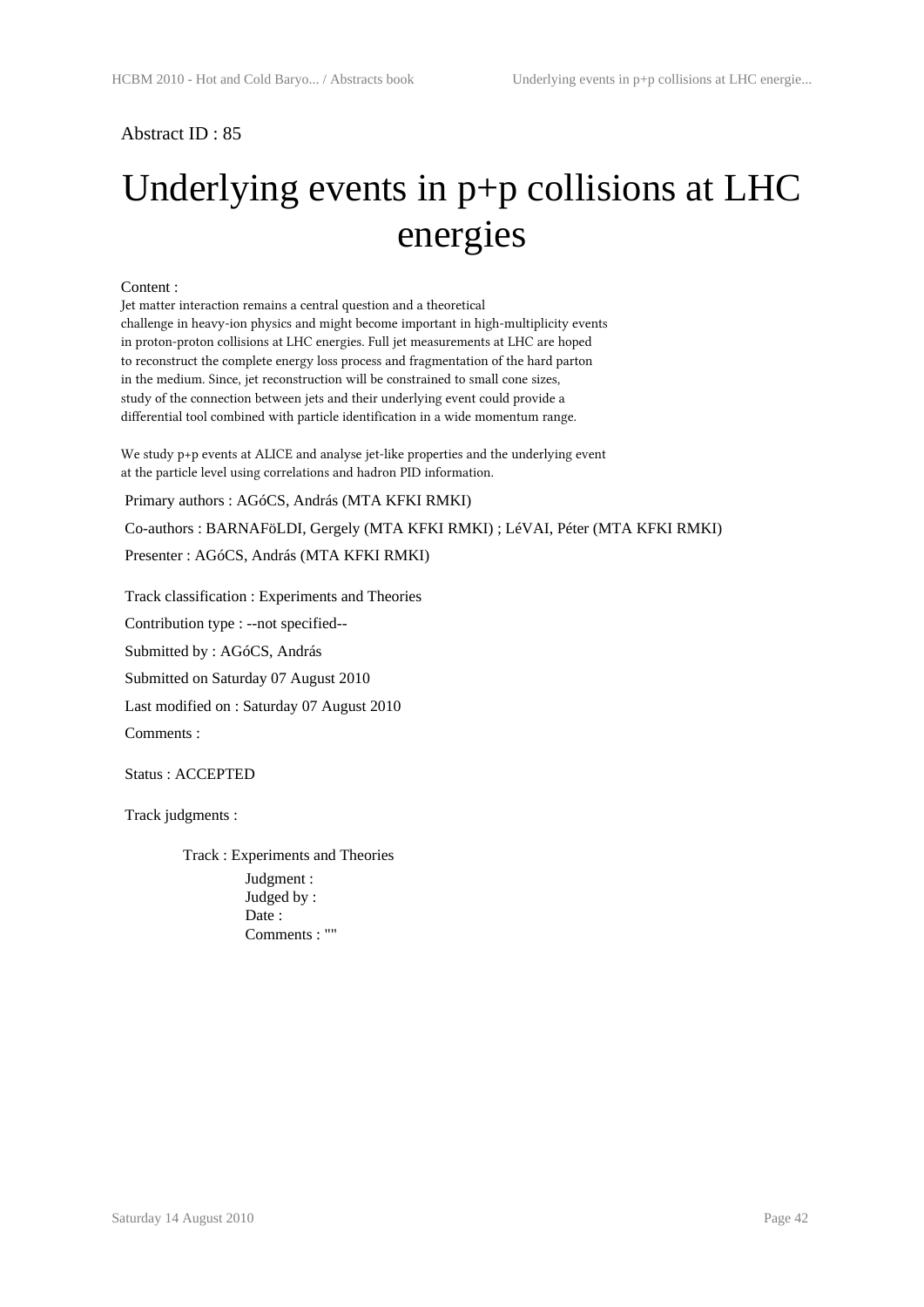Abstract ID : 85

# Underlying events in p+p collisions at LHC energies

Content :

Jet matter interaction remains a central question and a theoretical challenge in heavy-ion physics and might become important in high-multiplicity events in proton-proton collisions at LHC energies. Full jet measurements at LHC are hoped to reconstruct the complete energy loss process and fragmentation of the hard parton in the medium. Since, jet reconstruction will be constrained to small cone sizes, study of the connection between jets and their underlying event could provide a differential tool combined with particle identification in a wide momentum range.

We study p+p events at ALICE and analyse jet-like properties and the underlying event at the particle level using correlations and hadron PID information.

Primary authors : AGóCS, András (MTA KFKI RMKI)

Co-authors : BARNAFöLDI, Gergely (MTA KFKI RMKI) ; LéVAI, Péter (MTA KFKI RMKI)

Presenter : AGóCS, András (MTA KFKI RMKI)

Track classification : Experiments and Theories

Contribution type : --not specified--

Submitted by : AGóCS, András

Submitted on Saturday 07 August 2010

Last modified on : Saturday 07 August 2010

Comments :

Status : ACCEPTED

Track judgments :

Track : Experiments and Theories

Judgment :

Judged by :

Date :

Comments : ""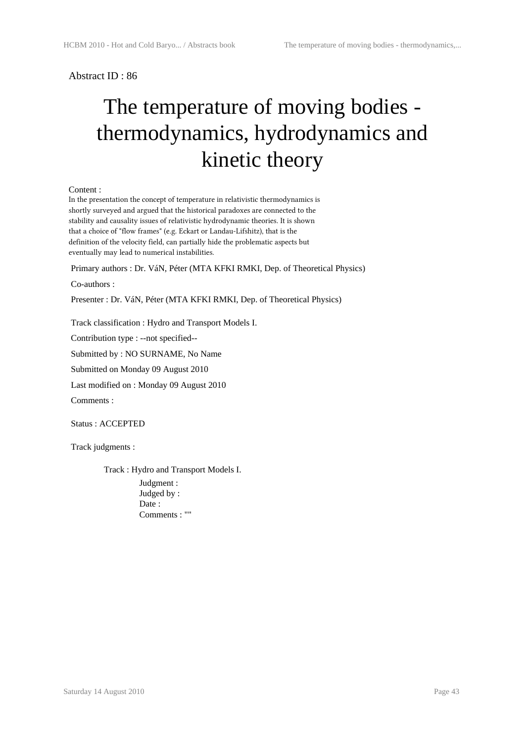Abstract ID : 86

# The temperature of moving bodies - thermodynamics, hydrodynamics and kinetic theory

Content :

In the presentation the concept of temperature in relativistic thermodynamics is shortly surveyed and argued that the historical paradoxes are connected to the stability and causality issues of relativistic hydrodynamic theories. It is shown that a choice of "flow frames" (e.g. Eckart or Landau-Lifshitz), that is the definition of the velocity field, can partially hide the problematic aspects but eventually may lead to numerical instabilities.

Primary authors : Dr. VáN, Péter (MTA KFKI RMKI, Dep. of Theoretical Physics)

Co-authors :

Presenter : Dr. VáN, Péter (MTA KFKI RMKI, Dep. of Theoretical Physics)

Track classification : Hydro and Transport Models I.

Contribution type : --not specified--

Submitted by : NO SURNAME, No Name

Submitted on Monday 09 August 2010

Last modified on : Monday 09 August 2010

Comments :

Status : ACCEPTED

Track judgments :

Track : Hydro and Transport Models I.

Judgment :
Judged by :
Date :
Comments : ""